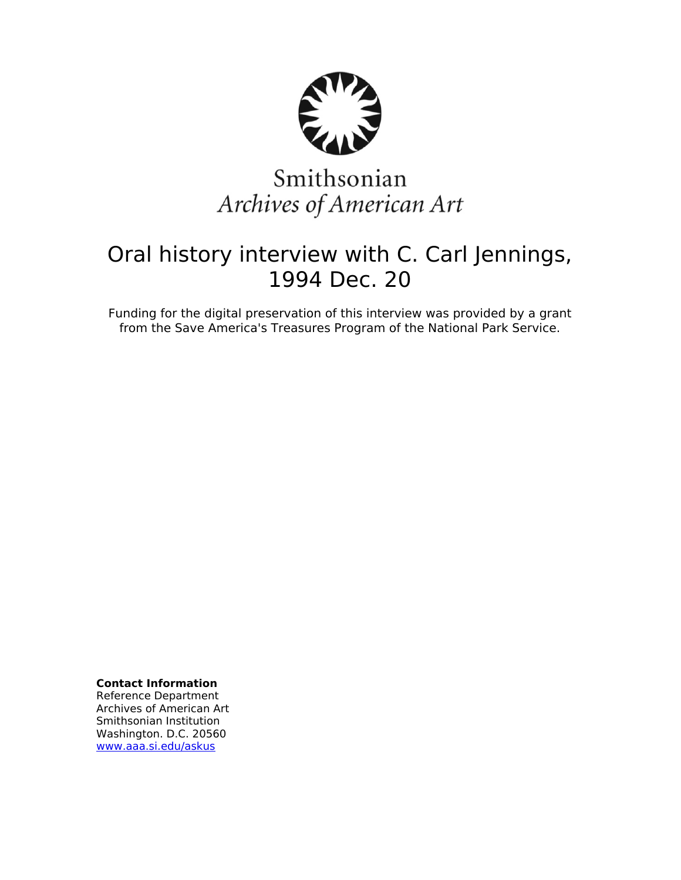Smithsonian
*Archives of American Art*

# Oral history interview with C. Carl Jennings, 1994 Dec. 20

Funding for the digital preservation of this interview was provided by a grant from the Save America's Treasures Program of the National Park Service.

**Contact Information**
Reference Department
Archives of American Art
Smithsonian Institution
Washington. D.C. 20560
www.aaa.si.edu/askus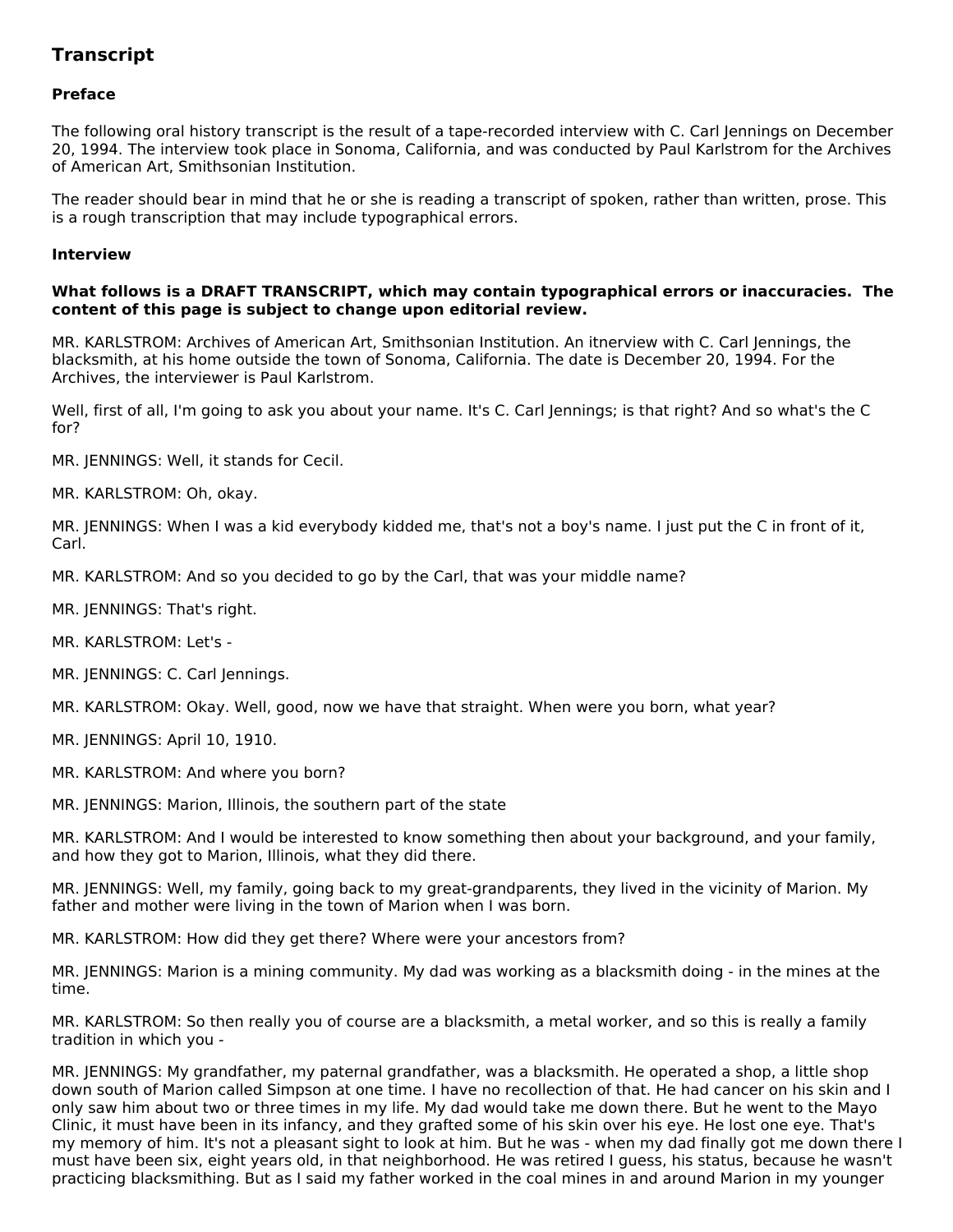## Transcript

### Preface

The following oral history transcript is the result of a tape-recorded interview with C. Carl Jennings on December 20, 1994. The interview took place in Sonoma, California, and was conducted by Paul Karlstrom for the Archives of American Art, Smithsonian Institution.

The reader should bear in mind that he or she is reading a transcript of spoken, rather than written, prose. This is a rough transcription that may include typographical errors.

### Interview

**What follows is a DRAFT TRANSCRIPT, which may contain typographical errors or inaccuracies. The content of this page is subject to change upon editorial review.**

MR. KARLSTROM: Archives of American Art, Smithsonian Institution. An itnerview with C. Carl Jennings, the blacksmith, at his home outside the town of Sonoma, California. The date is December 20, 1994. For the Archives, the interviewer is Paul Karlstrom.

Well, first of all, I'm going to ask you about your name. It's C. Carl Jennings; is that right? And so what's the C for?

MR. JENNINGS: Well, it stands for Cecil.

MR. KARLSTROM: Oh, okay.

MR. JENNINGS: When I was a kid everybody kidded me, that's not a boy's name. I just put the C in front of it, Carl.

MR. KARLSTROM: And so you decided to go by the Carl, that was your middle name?

MR. JENNINGS: That's right.

MR. KARLSTROM: Let's -

MR. JENNINGS: C. Carl Jennings.

MR. KARLSTROM: Okay. Well, good, now we have that straight. When were you born, what year?

MR. JENNINGS: April 10, 1910.

MR. KARLSTROM: And where you born?

MR. JENNINGS: Marion, Illinois, the southern part of the state

MR. KARLSTROM: And I would be interested to know something then about your background, and your family, and how they got to Marion, Illinois, what they did there.

MR. JENNINGS: Well, my family, going back to my great-grandparents, they lived in the vicinity of Marion. My father and mother were living in the town of Marion when I was born.

MR. KARLSTROM: How did they get there? Where were your ancestors from?

MR. JENNINGS: Marion is a mining community. My dad was working as a blacksmith doing - in the mines at the time.

MR. KARLSTROM: So then really you of course are a blacksmith, a metal worker, and so this is really a family tradition in which you -

MR. JENNINGS: My grandfather, my paternal grandfather, was a blacksmith. He operated a shop, a little shop down south of Marion called Simpson at one time. I have no recollection of that. He had cancer on his skin and I only saw him about two or three times in my life. My dad would take me down there. But he went to the Mayo Clinic, it must have been in its infancy, and they grafted some of his skin over his eye. He lost one eye. That's my memory of him. It's not a pleasant sight to look at him. But he was - when my dad finally got me down there I must have been six, eight years old, in that neighborhood. He was retired I guess, his status, because he wasn't practicing blacksmithing. But as I said my father worked in the coal mines in and around Marion in my younger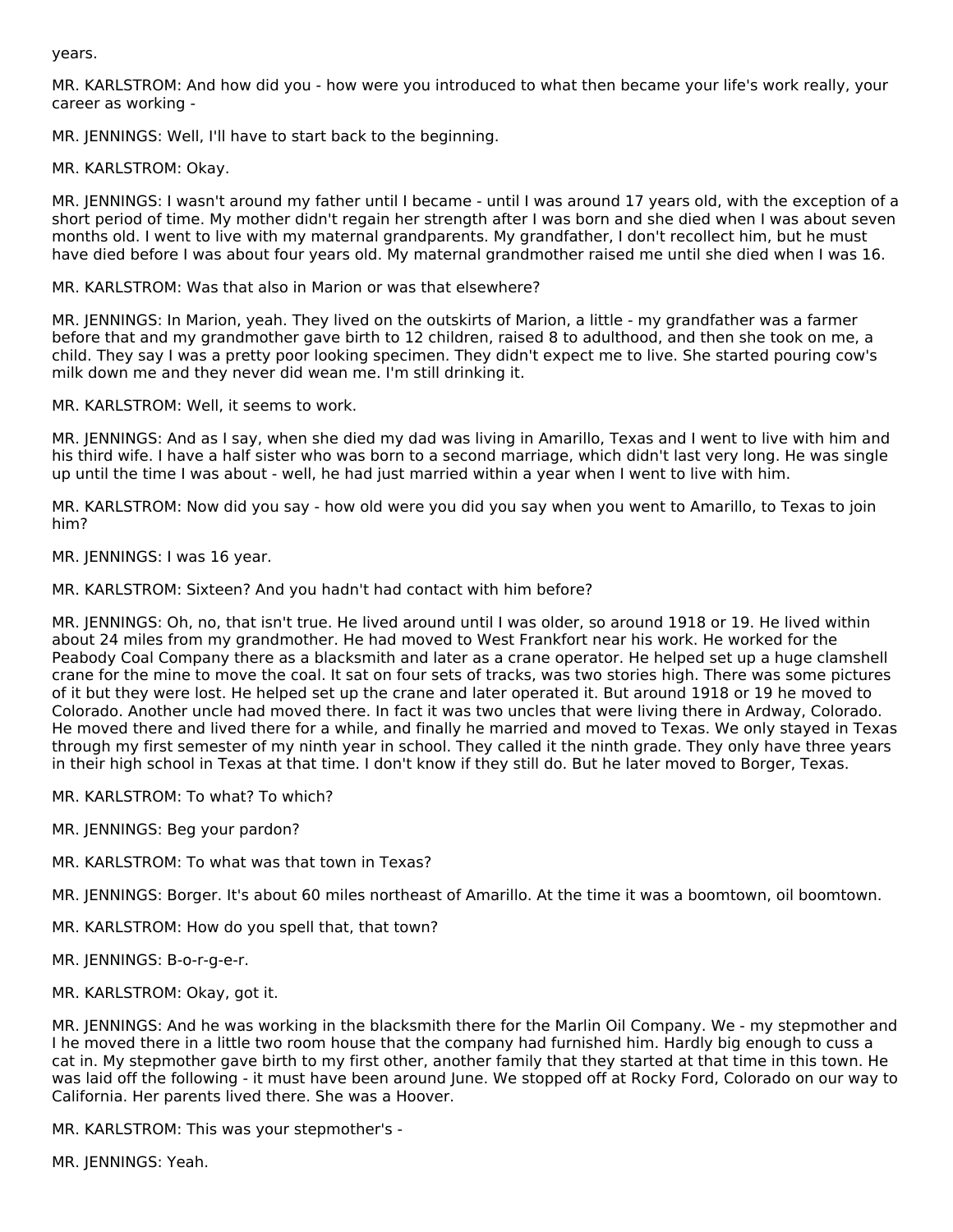years.

MR. KARLSTROM: And how did you - how were you introduced to what then became your life's work really, your career as working -

MR. JENNINGS: Well, I'll have to start back to the beginning.

MR. KARLSTROM: Okay.

MR. JENNINGS: I wasn't around my father until I became - until I was around 17 years old, with the exception of a short period of time. My mother didn't regain her strength after I was born and she died when I was about seven months old. I went to live with my maternal grandparents. My grandfather, I don't recollect him, but he must have died before I was about four years old. My maternal grandmother raised me until she died when I was 16.

MR. KARLSTROM: Was that also in Marion or was that elsewhere?

MR. JENNINGS: In Marion, yeah. They lived on the outskirts of Marion, a little - my grandfather was a farmer before that and my grandmother gave birth to 12 children, raised 8 to adulthood, and then she took on me, a child. They say I was a pretty poor looking specimen. They didn't expect me to live. She started pouring cow's milk down me and they never did wean me. I'm still drinking it.

MR. KARLSTROM: Well, it seems to work.

MR. JENNINGS: And as I say, when she died my dad was living in Amarillo, Texas and I went to live with him and his third wife. I have a half sister who was born to a second marriage, which didn't last very long. He was single up until the time I was about - well, he had just married within a year when I went to live with him.

MR. KARLSTROM: Now did you say - how old were you did you say when you went to Amarillo, to Texas to join him?

MR. JENNINGS: I was 16 year.

MR. KARLSTROM: Sixteen? And you hadn't had contact with him before?

MR. JENNINGS: Oh, no, that isn't true. He lived around until I was older, so around 1918 or 19. He lived within about 24 miles from my grandmother. He had moved to West Frankfort near his work. He worked for the Peabody Coal Company there as a blacksmith and later as a crane operator. He helped set up a huge clamshell crane for the mine to move the coal. It sat on four sets of tracks, was two stories high. There was some pictures of it but they were lost. He helped set up the crane and later operated it. But around 1918 or 19 he moved to Colorado. Another uncle had moved there. In fact it was two uncles that were living there in Ardway, Colorado. He moved there and lived there for a while, and finally he married and moved to Texas. We only stayed in Texas through my first semester of my ninth year in school. They called it the ninth grade. They only have three years in their high school in Texas at that time. I don't know if they still do. But he later moved to Borger, Texas.

MR. KARLSTROM: To what? To which?

MR. JENNINGS: Beg your pardon?

MR. KARLSTROM: To what was that town in Texas?

MR. JENNINGS: Borger. It's about 60 miles northeast of Amarillo. At the time it was a boomtown, oil boomtown.

MR. KARLSTROM: How do you spell that, that town?

MR. JENNINGS: B-o-r-g-e-r.

MR. KARLSTROM: Okay, got it.

MR. JENNINGS: And he was working in the blacksmith there for the Marlin Oil Company. We - my stepmother and I he moved there in a little two room house that the company had furnished him. Hardly big enough to cuss a cat in. My stepmother gave birth to my first other, another family that they started at that time in this town. He was laid off the following - it must have been around June. We stopped off at Rocky Ford, Colorado on our way to California. Her parents lived there. She was a Hoover.

MR. KARLSTROM: This was your stepmother's -

MR. JENNINGS: Yeah.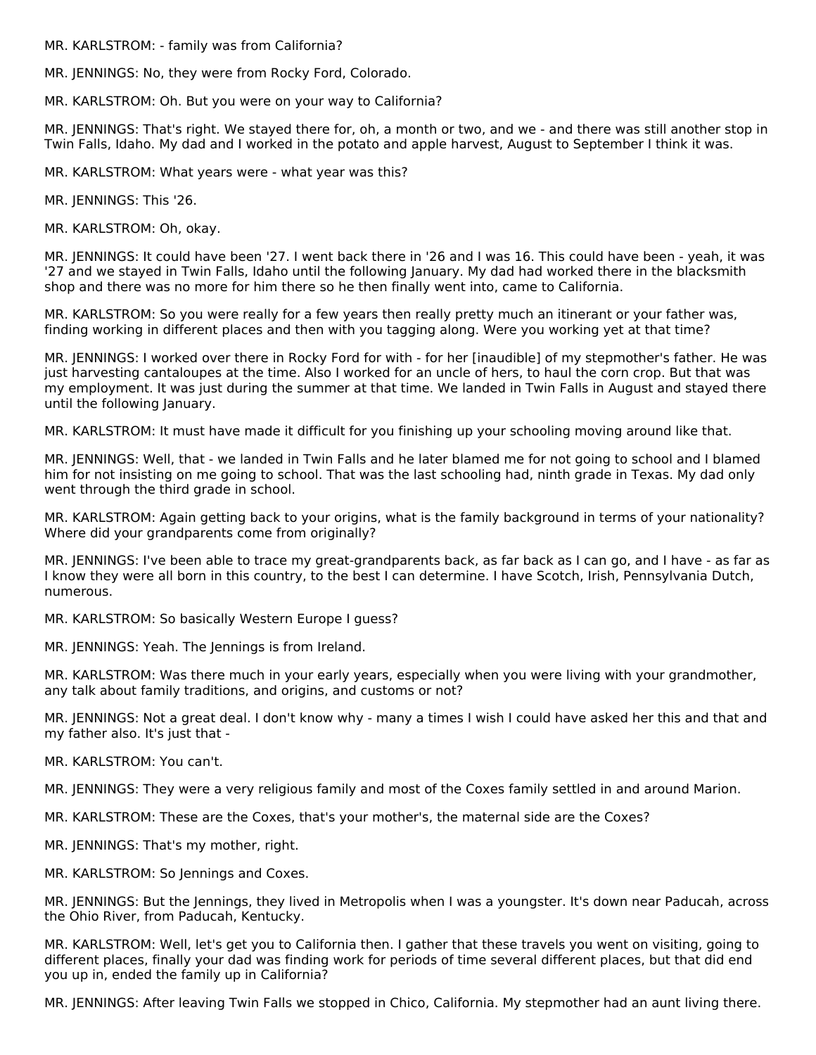MR. KARLSTROM: - family was from California?

MR. JENNINGS: No, they were from Rocky Ford, Colorado.

MR. KARLSTROM: Oh. But you were on your way to California?

MR. JENNINGS: That's right. We stayed there for, oh, a month or two, and we - and there was still another stop in Twin Falls, Idaho. My dad and I worked in the potato and apple harvest, August to September I think it was.

MR. KARLSTROM: What years were - what year was this?

MR. JENNINGS: This '26.

MR. KARLSTROM: Oh, okay.

MR. JENNINGS: It could have been '27. I went back there in '26 and I was 16. This could have been - yeah, it was '27 and we stayed in Twin Falls, Idaho until the following January. My dad had worked there in the blacksmith shop and there was no more for him there so he then finally went into, came to California.

MR. KARLSTROM: So you were really for a few years then really pretty much an itinerant or your father was, finding working in different places and then with you tagging along. Were you working yet at that time?

MR. JENNINGS: I worked over there in Rocky Ford for with - for her [inaudible] of my stepmother's father. He was just harvesting cantaloupes at the time. Also I worked for an uncle of hers, to haul the corn crop. But that was my employment. It was just during the summer at that time. We landed in Twin Falls in August and stayed there until the following January.

MR. KARLSTROM: It must have made it difficult for you finishing up your schooling moving around like that.

MR. JENNINGS: Well, that - we landed in Twin Falls and he later blamed me for not going to school and I blamed him for not insisting on me going to school. That was the last schooling had, ninth grade in Texas. My dad only went through the third grade in school.

MR. KARLSTROM: Again getting back to your origins, what is the family background in terms of your nationality? Where did your grandparents come from originally?

MR. JENNINGS: I've been able to trace my great-grandparents back, as far back as I can go, and I have - as far as I know they were all born in this country, to the best I can determine. I have Scotch, Irish, Pennsylvania Dutch, numerous.

MR. KARLSTROM: So basically Western Europe I guess?

MR. JENNINGS: Yeah. The Jennings is from Ireland.

MR. KARLSTROM: Was there much in your early years, especially when you were living with your grandmother, any talk about family traditions, and origins, and customs or not?

MR. JENNINGS: Not a great deal. I don't know why - many a times I wish I could have asked her this and that and my father also. It's just that -

MR. KARLSTROM: You can't.

MR. JENNINGS: They were a very religious family and most of the Coxes family settled in and around Marion.

MR. KARLSTROM: These are the Coxes, that's your mother's, the maternal side are the Coxes?

MR. JENNINGS: That's my mother, right.

MR. KARLSTROM: So Jennings and Coxes.

MR. JENNINGS: But the Jennings, they lived in Metropolis when I was a youngster. It's down near Paducah, across the Ohio River, from Paducah, Kentucky.

MR. KARLSTROM: Well, let's get you to California then. I gather that these travels you went on visiting, going to different places, finally your dad was finding work for periods of time several different places, but that did end you up in, ended the family up in California?

MR. JENNINGS: After leaving Twin Falls we stopped in Chico, California. My stepmother had an aunt living there.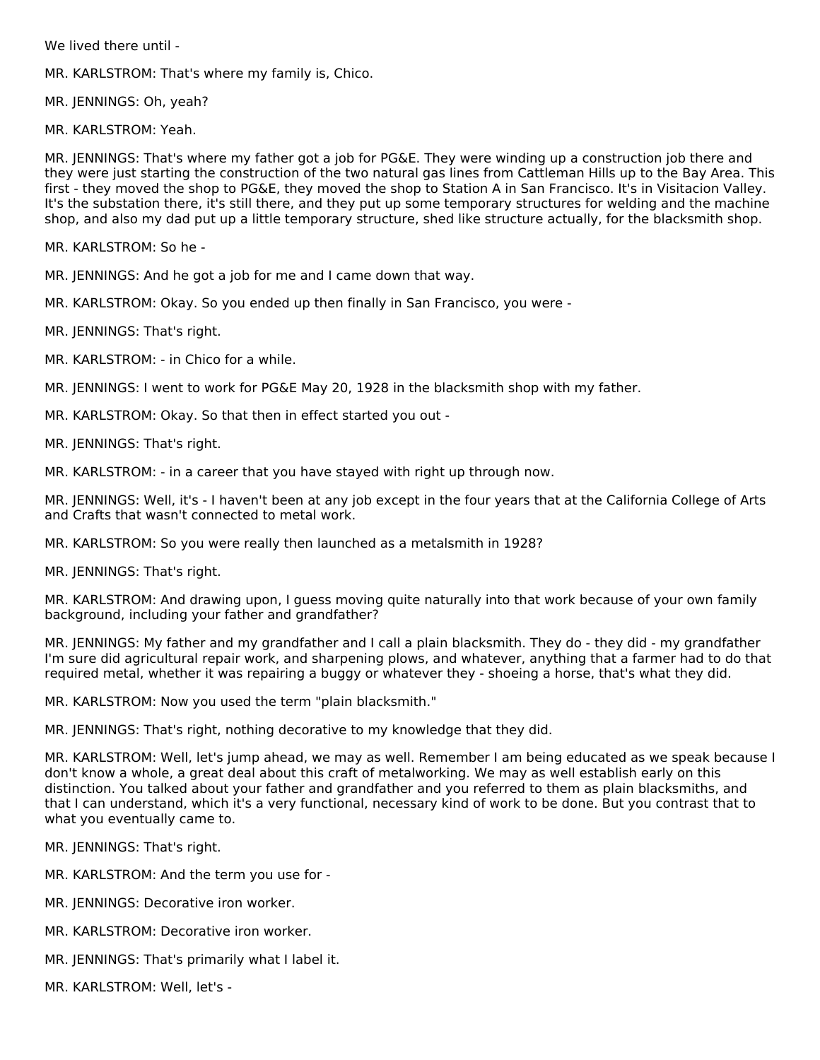We lived there until -

MR. KARLSTROM: That's where my family is, Chico.

MR. JENNINGS: Oh, yeah?

MR. KARLSTROM: Yeah.

MR. JENNINGS: That's where my father got a job for PG&E. They were winding up a construction job there and they were just starting the construction of the two natural gas lines from Cattleman Hills up to the Bay Area. This first - they moved the shop to PG&E, they moved the shop to Station A in San Francisco. It's in Visitacion Valley. It's the substation there, it's still there, and they put up some temporary structures for welding and the machine shop, and also my dad put up a little temporary structure, shed like structure actually, for the blacksmith shop.

MR. KARLSTROM: So he -

MR. JENNINGS: And he got a job for me and I came down that way.

MR. KARLSTROM: Okay. So you ended up then finally in San Francisco, you were -

MR. JENNINGS: That's right.

MR. KARLSTROM: - in Chico for a while.

MR. JENNINGS: I went to work for PG&E May 20, 1928 in the blacksmith shop with my father.

MR. KARLSTROM: Okay. So that then in effect started you out -

MR. JENNINGS: That's right.

MR. KARLSTROM: - in a career that you have stayed with right up through now.

MR. JENNINGS: Well, it's - I haven't been at any job except in the four years that at the California College of Arts and Crafts that wasn't connected to metal work.

MR. KARLSTROM: So you were really then launched as a metalsmith in 1928?

MR. JENNINGS: That's right.

MR. KARLSTROM: And drawing upon, I guess moving quite naturally into that work because of your own family background, including your father and grandfather?

MR. JENNINGS: My father and my grandfather and I call a plain blacksmith. They do - they did - my grandfather I'm sure did agricultural repair work, and sharpening plows, and whatever, anything that a farmer had to do that required metal, whether it was repairing a buggy or whatever they - shoeing a horse, that's what they did.

MR. KARLSTROM: Now you used the term "plain blacksmith."

MR. JENNINGS: That's right, nothing decorative to my knowledge that they did.

MR. KARLSTROM: Well, let's jump ahead, we may as well. Remember I am being educated as we speak because I don't know a whole, a great deal about this craft of metalworking. We may as well establish early on this distinction. You talked about your father and grandfather and you referred to them as plain blacksmiths, and that I can understand, which it's a very functional, necessary kind of work to be done. But you contrast that to what you eventually came to.

MR. JENNINGS: That's right.

MR. KARLSTROM: And the term you use for -

MR. JENNINGS: Decorative iron worker.

MR. KARLSTROM: Decorative iron worker.

MR. JENNINGS: That's primarily what I label it.

MR. KARLSTROM: Well, let's -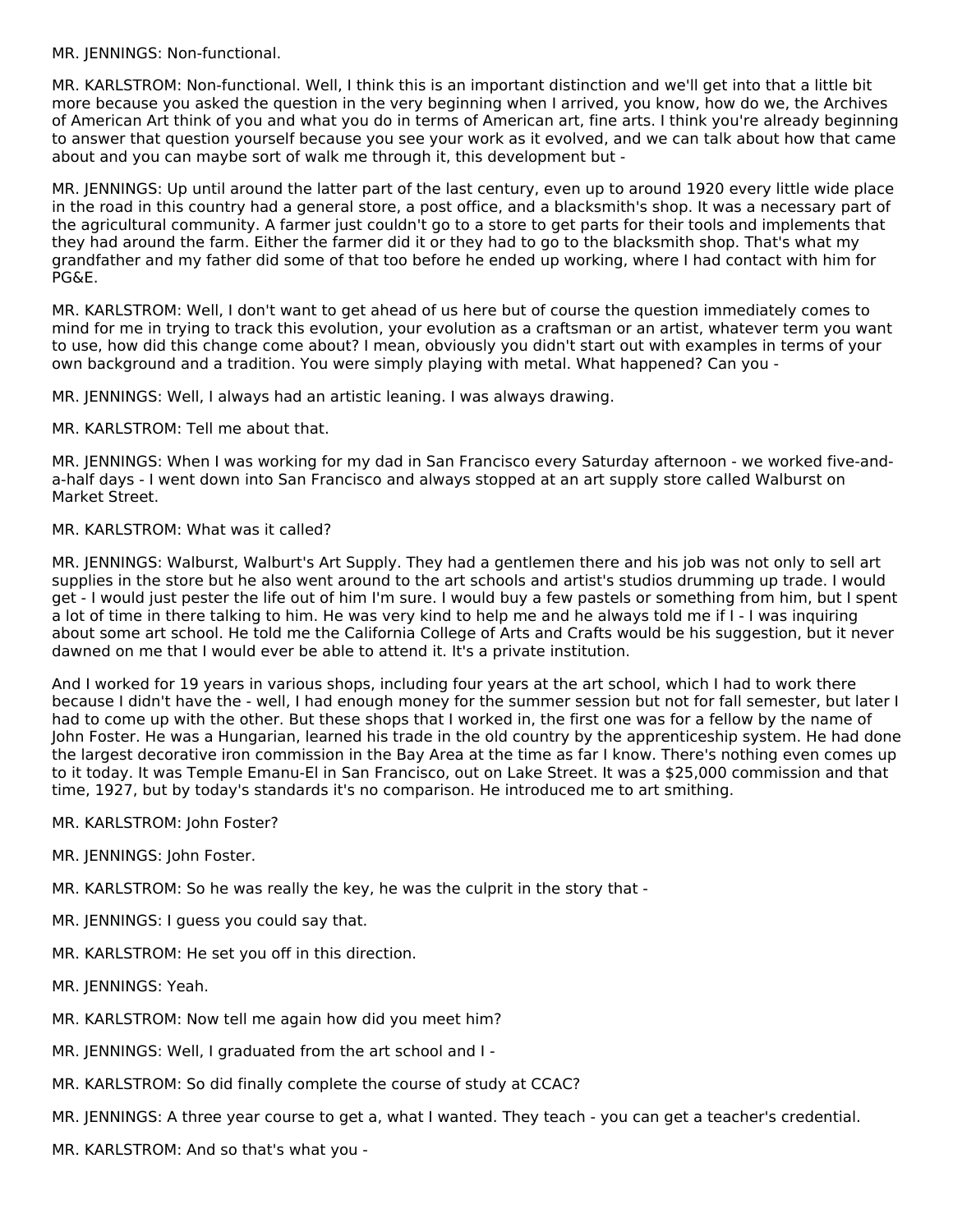MR. JENNINGS: Non-functional.

MR. KARLSTROM: Non-functional. Well, I think this is an important distinction and we'll get into that a little bit more because you asked the question in the very beginning when I arrived, you know, how do we, the Archives of American Art think of you and what you do in terms of American art, fine arts. I think you're already beginning to answer that question yourself because you see your work as it evolved, and we can talk about how that came about and you can maybe sort of walk me through it, this development but -

MR. JENNINGS: Up until around the latter part of the last century, even up to around 1920 every little wide place in the road in this country had a general store, a post office, and a blacksmith's shop. It was a necessary part of the agricultural community. A farmer just couldn't go to a store to get parts for their tools and implements that they had around the farm. Either the farmer did it or they had to go to the blacksmith shop. That's what my grandfather and my father did some of that too before he ended up working, where I had contact with him for PG&E.

MR. KARLSTROM: Well, I don't want to get ahead of us here but of course the question immediately comes to mind for me in trying to track this evolution, your evolution as a craftsman or an artist, whatever term you want to use, how did this change come about? I mean, obviously you didn't start out with examples in terms of your own background and a tradition. You were simply playing with metal. What happened? Can you -

MR. JENNINGS: Well, I always had an artistic leaning. I was always drawing.

MR. KARLSTROM: Tell me about that.

MR. JENNINGS: When I was working for my dad in San Francisco every Saturday afternoon - we worked five-and-a-half days - I went down into San Francisco and always stopped at an art supply store called Walburst on Market Street.

MR. KARLSTROM: What was it called?

MR. JENNINGS: Walburst, Walburt's Art Supply. They had a gentlemen there and his job was not only to sell art supplies in the store but he also went around to the art schools and artist's studios drumming up trade. I would get - I would just pester the life out of him I'm sure. I would buy a few pastels or something from him, but I spent a lot of time in there talking to him. He was very kind to help me and he always told me if I - I was inquiring about some art school. He told me the California College of Arts and Crafts would be his suggestion, but it never dawned on me that I would ever be able to attend it. It's a private institution.

And I worked for 19 years in various shops, including four years at the art school, which I had to work there because I didn't have the - well, I had enough money for the summer session but not for fall semester, but later I had to come up with the other. But these shops that I worked in, the first one was for a fellow by the name of John Foster. He was a Hungarian, learned his trade in the old country by the apprenticeship system. He had done the largest decorative iron commission in the Bay Area at the time as far I know. There's nothing even comes up to it today. It was Temple Emanu-El in San Francisco, out on Lake Street. It was a $25,000 commission and that time, 1927, but by today's standards it's no comparison. He introduced me to art smithing.

MR. KARLSTROM: John Foster?

MR. JENNINGS: John Foster.

MR. KARLSTROM: So he was really the key, he was the culprit in the story that -

MR. JENNINGS: I guess you could say that.

MR. KARLSTROM: He set you off in this direction.

MR. JENNINGS: Yeah.

MR. KARLSTROM: Now tell me again how did you meet him?

MR. JENNINGS: Well, I graduated from the art school and I -

MR. KARLSTROM: So did finally complete the course of study at CCAC?

MR. JENNINGS: A three year course to get a, what I wanted. They teach - you can get a teacher's credential.

MR. KARLSTROM: And so that's what you -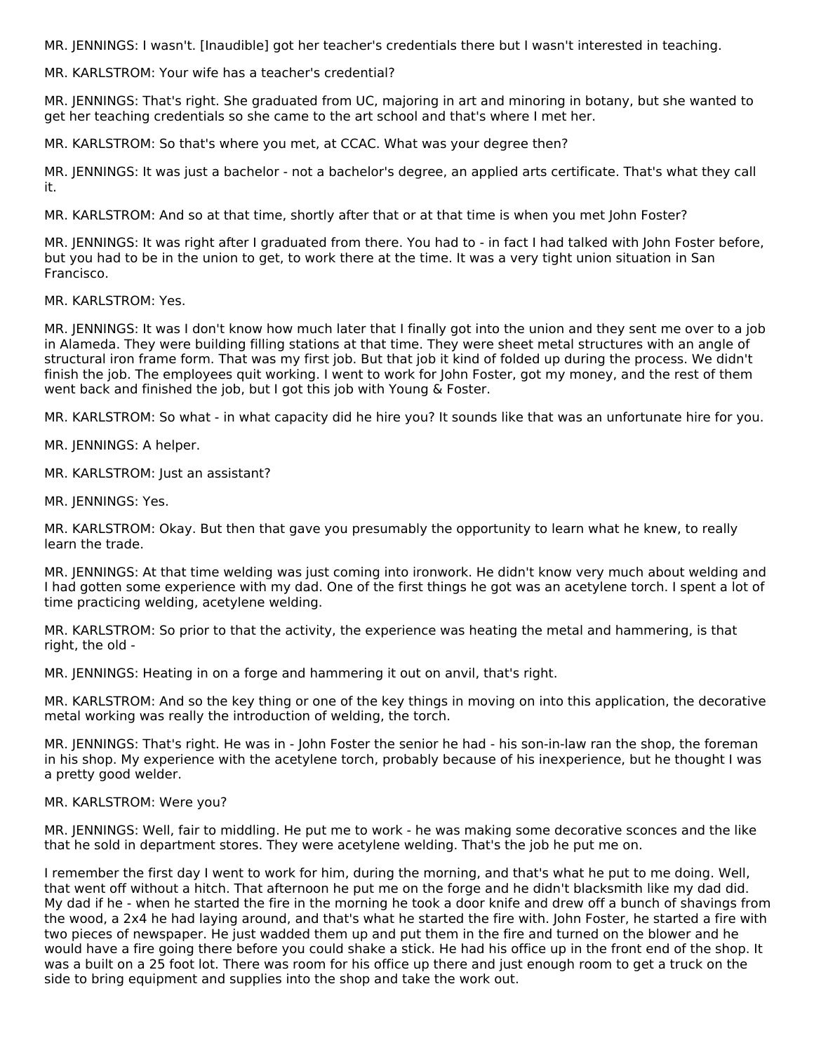MR. JENNINGS: I wasn't. [Inaudible] got her teacher's credentials there but I wasn't interested in teaching.

MR. KARLSTROM: Your wife has a teacher's credential?

MR. JENNINGS: That's right. She graduated from UC, majoring in art and minoring in botany, but she wanted to get her teaching credentials so she came to the art school and that's where I met her.

MR. KARLSTROM: So that's where you met, at CCAC. What was your degree then?

MR. JENNINGS: It was just a bachelor - not a bachelor's degree, an applied arts certificate. That's what they call it.

MR. KARLSTROM: And so at that time, shortly after that or at that time is when you met John Foster?

MR. JENNINGS: It was right after I graduated from there. You had to - in fact I had talked with John Foster before, but you had to be in the union to get, to work there at the time. It was a very tight union situation in San Francisco.

MR. KARLSTROM: Yes.

MR. JENNINGS: It was I don't know how much later that I finally got into the union and they sent me over to a job in Alameda. They were building filling stations at that time. They were sheet metal structures with an angle of structural iron frame form. That was my first job. But that job it kind of folded up during the process. We didn't finish the job. The employees quit working. I went to work for John Foster, got my money, and the rest of them went back and finished the job, but I got this job with Young & Foster.

MR. KARLSTROM: So what - in what capacity did he hire you? It sounds like that was an unfortunate hire for you.

MR. JENNINGS: A helper.

MR. KARLSTROM: Just an assistant?

MR. JENNINGS: Yes.

MR. KARLSTROM: Okay. But then that gave you presumably the opportunity to learn what he knew, to really learn the trade.

MR. JENNINGS: At that time welding was just coming into ironwork. He didn't know very much about welding and I had gotten some experience with my dad. One of the first things he got was an acetylene torch. I spent a lot of time practicing welding, acetylene welding.

MR. KARLSTROM: So prior to that the activity, the experience was heating the metal and hammering, is that right, the old -

MR. JENNINGS: Heating in on a forge and hammering it out on anvil, that's right.

MR. KARLSTROM: And so the key thing or one of the key things in moving on into this application, the decorative metal working was really the introduction of welding, the torch.

MR. JENNINGS: That's right. He was in - John Foster the senior he had - his son-in-law ran the shop, the foreman in his shop. My experience with the acetylene torch, probably because of his inexperience, but he thought I was a pretty good welder.

MR. KARLSTROM: Were you?

MR. JENNINGS: Well, fair to middling. He put me to work - he was making some decorative sconces and the like that he sold in department stores. They were acetylene welding. That's the job he put me on.

I remember the first day I went to work for him, during the morning, and that's what he put to me doing. Well, that went off without a hitch. That afternoon he put me on the forge and he didn't blacksmith like my dad did. My dad if he - when he started the fire in the morning he took a door knife and drew off a bunch of shavings from the wood, a 2x4 he had laying around, and that's what he started the fire with. John Foster, he started a fire with two pieces of newspaper. He just wadded them up and put them in the fire and turned on the blower and he would have a fire going there before you could shake a stick. He had his office up in the front end of the shop. It was a built on a 25 foot lot. There was room for his office up there and just enough room to get a truck on the side to bring equipment and supplies into the shop and take the work out.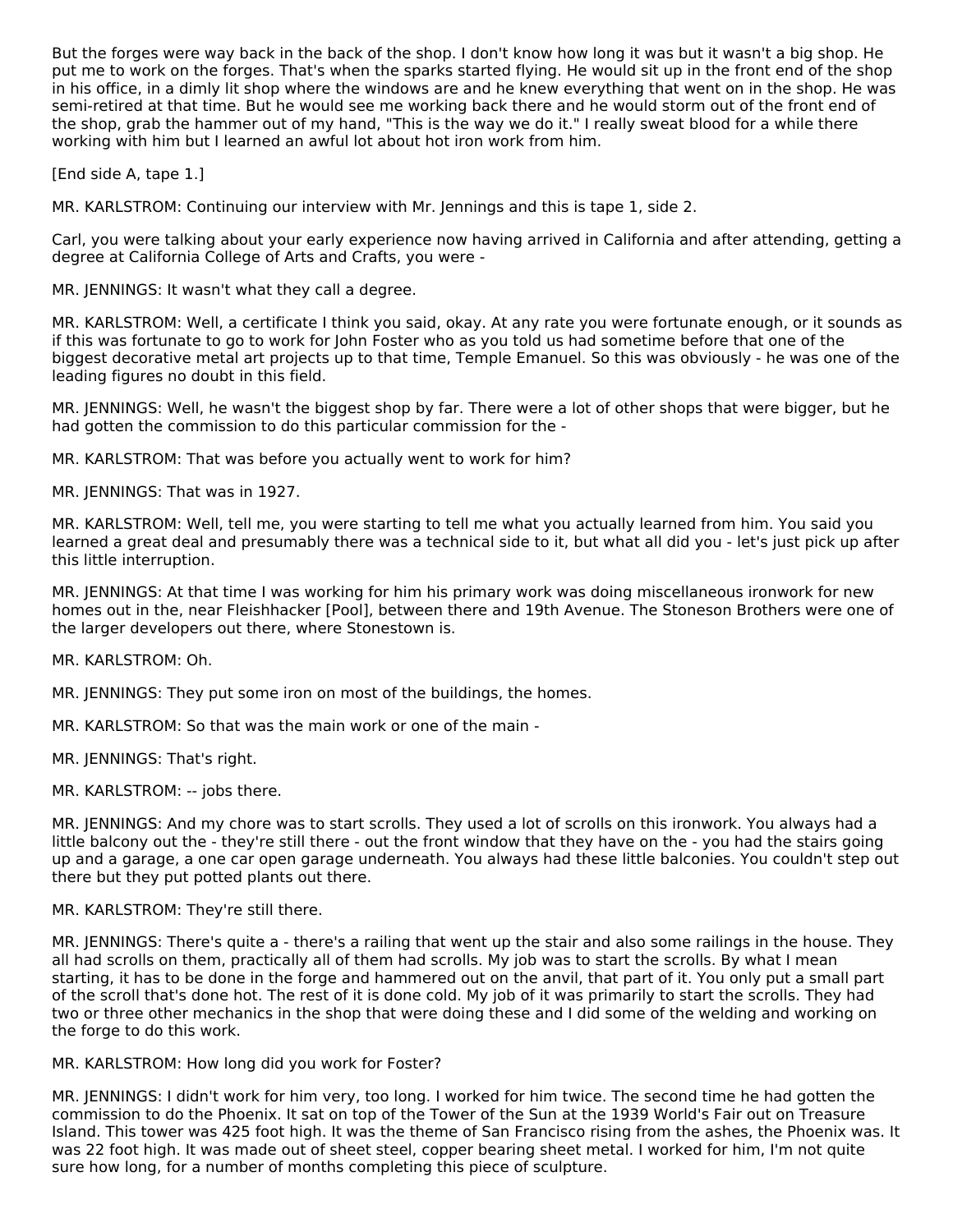But the forges were way back in the back of the shop. I don't know how long it was but it wasn't a big shop. He put me to work on the forges. That's when the sparks started flying. He would sit up in the front end of the shop in his office, in a dimly lit shop where the windows are and he knew everything that went on in the shop. He was semi-retired at that time. But he would see me working back there and he would storm out of the front end of the shop, grab the hammer out of my hand, "This is the way we do it." I really sweat blood for a while there working with him but I learned an awful lot about hot iron work from him.

[End side A, tape 1.]

MR. KARLSTROM: Continuing our interview with Mr. Jennings and this is tape 1, side 2.

Carl, you were talking about your early experience now having arrived in California and after attending, getting a degree at California College of Arts and Crafts, you were -

MR. JENNINGS: It wasn't what they call a degree.

MR. KARLSTROM: Well, a certificate I think you said, okay. At any rate you were fortunate enough, or it sounds as if this was fortunate to go to work for John Foster who as you told us had sometime before that one of the biggest decorative metal art projects up to that time, Temple Emanuel. So this was obviously - he was one of the leading figures no doubt in this field.

MR. JENNINGS: Well, he wasn't the biggest shop by far. There were a lot of other shops that were bigger, but he had gotten the commission to do this particular commission for the -

MR. KARLSTROM: That was before you actually went to work for him?

MR. JENNINGS: That was in 1927.

MR. KARLSTROM: Well, tell me, you were starting to tell me what you actually learned from him. You said you learned a great deal and presumably there was a technical side to it, but what all did you - let's just pick up after this little interruption.

MR. JENNINGS: At that time I was working for him his primary work was doing miscellaneous ironwork for new homes out in the, near Fleishhacker [Pool], between there and 19th Avenue. The Stoneson Brothers were one of the larger developers out there, where Stonestown is.

MR. KARLSTROM: Oh.

MR. JENNINGS: They put some iron on most of the buildings, the homes.

MR. KARLSTROM: So that was the main work or one of the main -

MR. JENNINGS: That's right.

MR. KARLSTROM: -- jobs there.

MR. JENNINGS: And my chore was to start scrolls. They used a lot of scrolls on this ironwork. You always had a little balcony out the - they're still there - out the front window that they have on the - you had the stairs going up and a garage, a one car open garage underneath. You always had these little balconies. You couldn't step out there but they put potted plants out there.

MR. KARLSTROM: They're still there.

MR. JENNINGS: There's quite a - there's a railing that went up the stair and also some railings in the house. They all had scrolls on them, practically all of them had scrolls. My job was to start the scrolls. By what I mean starting, it has to be done in the forge and hammered out on the anvil, that part of it. You only put a small part of the scroll that's done hot. The rest of it is done cold. My job of it was primarily to start the scrolls. They had two or three other mechanics in the shop that were doing these and I did some of the welding and working on the forge to do this work.

MR. KARLSTROM: How long did you work for Foster?

MR. JENNINGS: I didn't work for him very, too long. I worked for him twice. The second time he had gotten the commission to do the Phoenix. It sat on top of the Tower of the Sun at the 1939 World's Fair out on Treasure Island. This tower was 425 foot high. It was the theme of San Francisco rising from the ashes, the Phoenix was. It was 22 foot high. It was made out of sheet steel, copper bearing sheet metal. I worked for him, I'm not quite sure how long, for a number of months completing this piece of sculpture.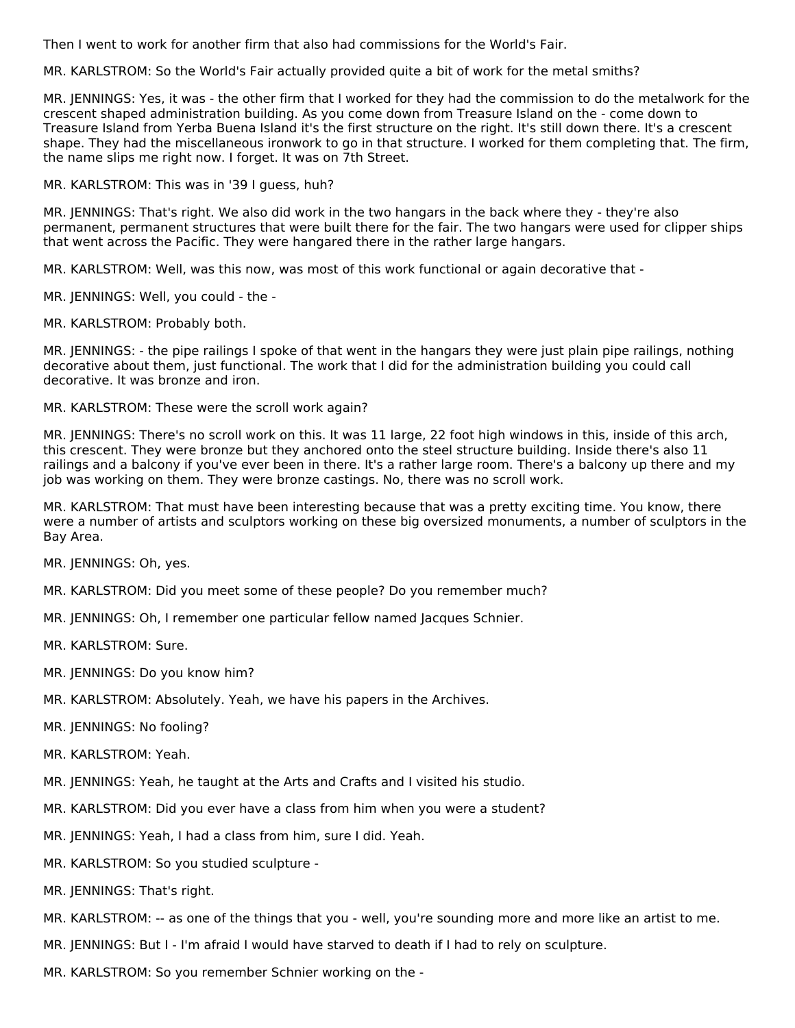Then I went to work for another firm that also had commissions for the World's Fair.

MR. KARLSTROM: So the World's Fair actually provided quite a bit of work for the metal smiths?

MR. JENNINGS: Yes, it was - the other firm that I worked for they had the commission to do the metalwork for the crescent shaped administration building. As you come down from Treasure Island on the - come down to Treasure Island from Yerba Buena Island it's the first structure on the right. It's still down there. It's a crescent shape. They had the miscellaneous ironwork to go in that structure. I worked for them completing that. The firm, the name slips me right now. I forget. It was on 7th Street.

MR. KARLSTROM: This was in '39 I guess, huh?

MR. JENNINGS: That's right. We also did work in the two hangars in the back where they - they're also permanent, permanent structures that were built there for the fair. The two hangars were used for clipper ships that went across the Pacific. They were hangared there in the rather large hangars.

MR. KARLSTROM: Well, was this now, was most of this work functional or again decorative that -

MR. JENNINGS: Well, you could - the -

MR. KARLSTROM: Probably both.

MR. JENNINGS: - the pipe railings I spoke of that went in the hangars they were just plain pipe railings, nothing decorative about them, just functional. The work that I did for the administration building you could call decorative. It was bronze and iron.

MR. KARLSTROM: These were the scroll work again?

MR. JENNINGS: There's no scroll work on this. It was 11 large, 22 foot high windows in this, inside of this arch, this crescent. They were bronze but they anchored onto the steel structure building. Inside there's also 11 railings and a balcony if you've ever been in there. It's a rather large room. There's a balcony up there and my job was working on them. They were bronze castings. No, there was no scroll work.

MR. KARLSTROM: That must have been interesting because that was a pretty exciting time. You know, there were a number of artists and sculptors working on these big oversized monuments, a number of sculptors in the Bay Area.

MR. JENNINGS: Oh, yes.

MR. KARLSTROM: Did you meet some of these people? Do you remember much?

MR. JENNINGS: Oh, I remember one particular fellow named Jacques Schnier.

MR. KARLSTROM: Sure.

MR. JENNINGS: Do you know him?

MR. KARLSTROM: Absolutely. Yeah, we have his papers in the Archives.

MR. JENNINGS: No fooling?

MR. KARLSTROM: Yeah.

MR. JENNINGS: Yeah, he taught at the Arts and Crafts and I visited his studio.

MR. KARLSTROM: Did you ever have a class from him when you were a student?

MR. JENNINGS: Yeah, I had a class from him, sure I did. Yeah.

MR. KARLSTROM: So you studied sculpture -

MR. JENNINGS: That's right.

MR. KARLSTROM: -- as one of the things that you - well, you're sounding more and more like an artist to me.

MR. JENNINGS: But I - I'm afraid I would have starved to death if I had to rely on sculpture.

MR. KARLSTROM: So you remember Schnier working on the -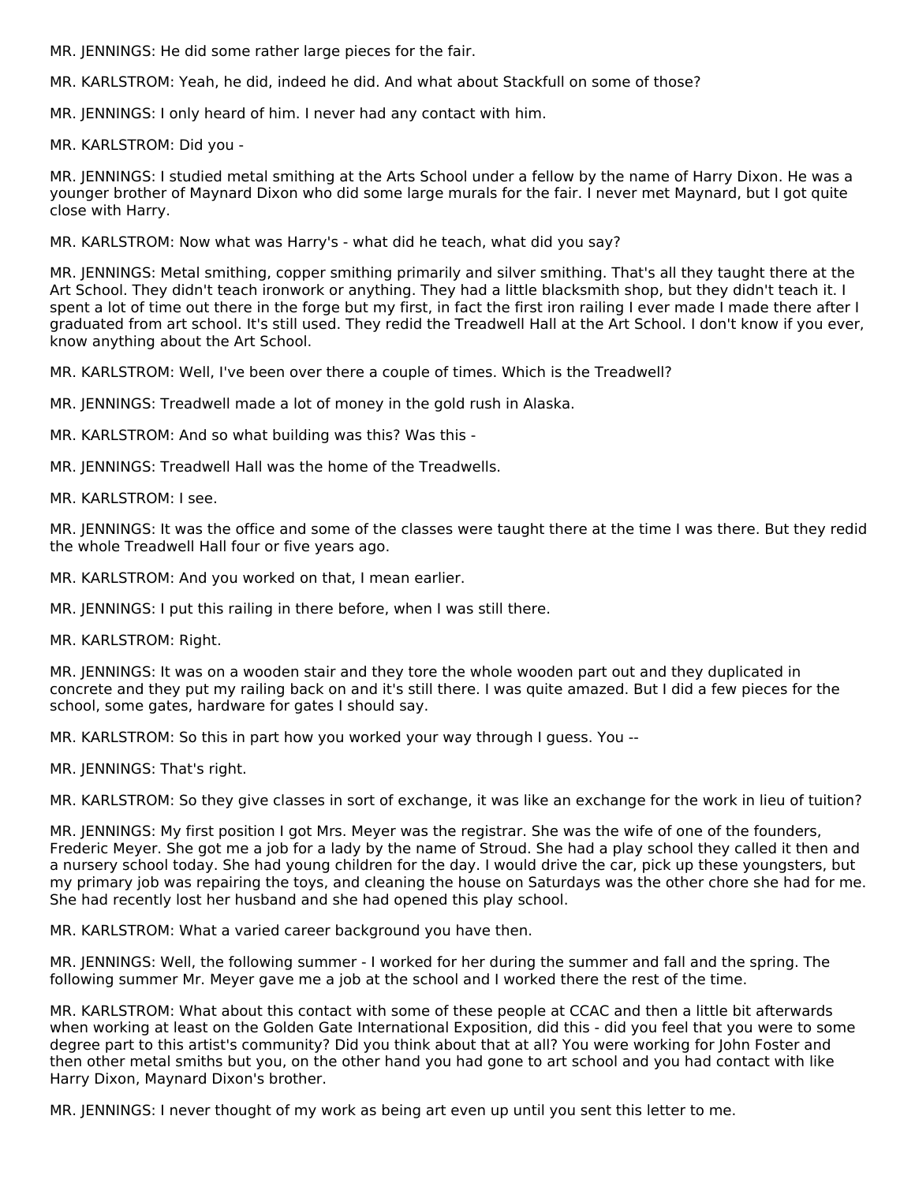MR. JENNINGS: He did some rather large pieces for the fair.

MR. KARLSTROM: Yeah, he did, indeed he did. And what about Stackfull on some of those?

MR. JENNINGS: I only heard of him. I never had any contact with him.

MR. KARLSTROM: Did you -

MR. JENNINGS: I studied metal smithing at the Arts School under a fellow by the name of Harry Dixon. He was a younger brother of Maynard Dixon who did some large murals for the fair. I never met Maynard, but I got quite close with Harry.

MR. KARLSTROM: Now what was Harry's - what did he teach, what did you say?

MR. JENNINGS: Metal smithing, copper smithing primarily and silver smithing. That's all they taught there at the Art School. They didn't teach ironwork or anything. They had a little blacksmith shop, but they didn't teach it. I spent a lot of time out there in the forge but my first, in fact the first iron railing I ever made I made there after I graduated from art school. It's still used. They redid the Treadwell Hall at the Art School. I don't know if you ever, know anything about the Art School.

MR. KARLSTROM: Well, I've been over there a couple of times. Which is the Treadwell?

MR. JENNINGS: Treadwell made a lot of money in the gold rush in Alaska.

MR. KARLSTROM: And so what building was this? Was this -

MR. JENNINGS: Treadwell Hall was the home of the Treadwells.

MR. KARLSTROM: I see.

MR. JENNINGS: It was the office and some of the classes were taught there at the time I was there. But they redid the whole Treadwell Hall four or five years ago.

MR. KARLSTROM: And you worked on that, I mean earlier.

MR. JENNINGS: I put this railing in there before, when I was still there.

MR. KARLSTROM: Right.

MR. JENNINGS: It was on a wooden stair and they tore the whole wooden part out and they duplicated in concrete and they put my railing back on and it's still there. I was quite amazed. But I did a few pieces for the school, some gates, hardware for gates I should say.

MR. KARLSTROM: So this in part how you worked your way through I guess. You --

MR. JENNINGS: That's right.

MR. KARLSTROM: So they give classes in sort of exchange, it was like an exchange for the work in lieu of tuition?

MR. JENNINGS: My first position I got Mrs. Meyer was the registrar. She was the wife of one of the founders, Frederic Meyer. She got me a job for a lady by the name of Stroud. She had a play school they called it then and a nursery school today. She had young children for the day. I would drive the car, pick up these youngsters, but my primary job was repairing the toys, and cleaning the house on Saturdays was the other chore she had for me. She had recently lost her husband and she had opened this play school.

MR. KARLSTROM: What a varied career background you have then.

MR. JENNINGS: Well, the following summer - I worked for her during the summer and fall and the spring. The following summer Mr. Meyer gave me a job at the school and I worked there the rest of the time.

MR. KARLSTROM: What about this contact with some of these people at CCAC and then a little bit afterwards when working at least on the Golden Gate International Exposition, did this - did you feel that you were to some degree part to this artist's community? Did you think about that at all? You were working for John Foster and then other metal smiths but you, on the other hand you had gone to art school and you had contact with like Harry Dixon, Maynard Dixon's brother.

MR. JENNINGS: I never thought of my work as being art even up until you sent this letter to me.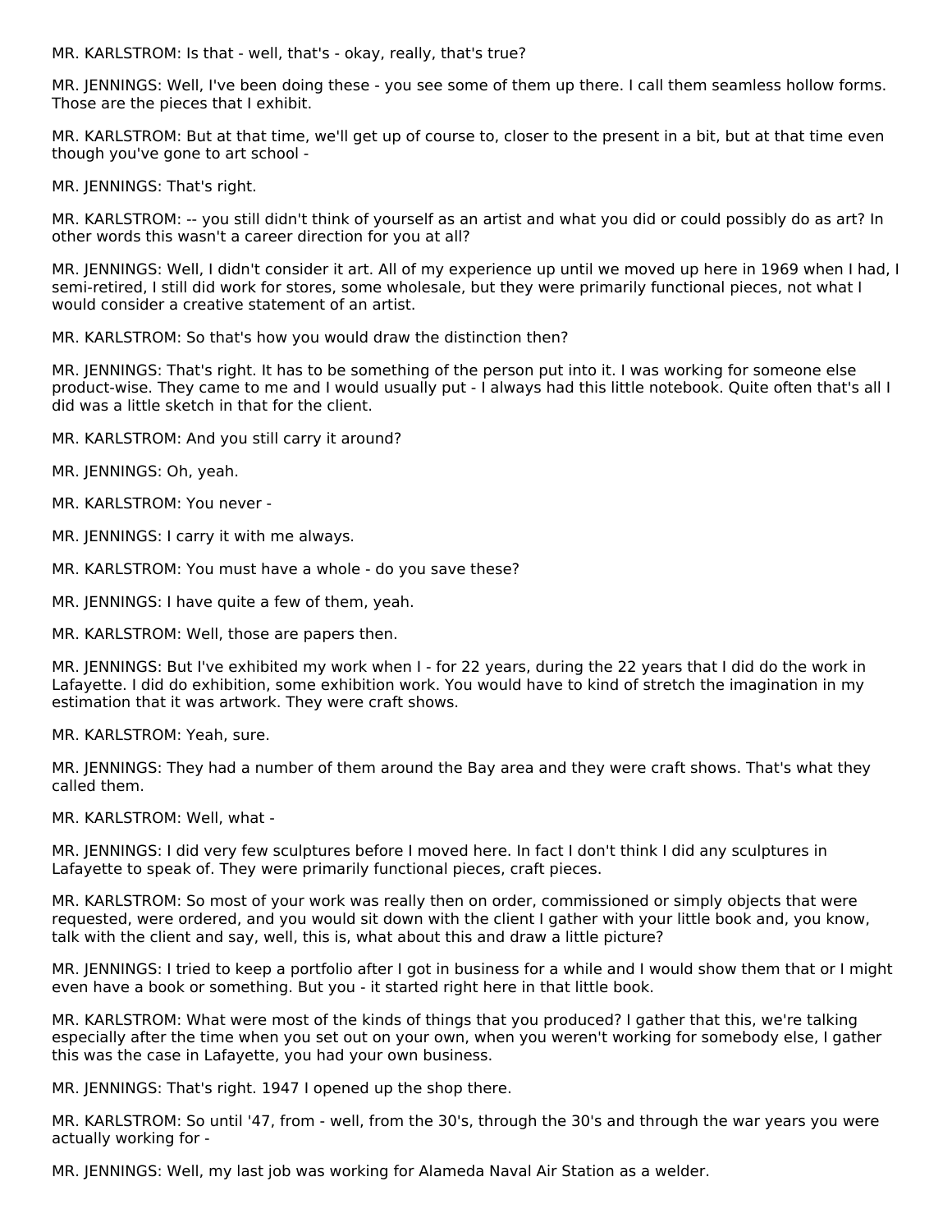MR. KARLSTROM: Is that - well, that's - okay, really, that's true?

MR. JENNINGS: Well, I've been doing these - you see some of them up there. I call them seamless hollow forms. Those are the pieces that I exhibit.

MR. KARLSTROM: But at that time, we'll get up of course to, closer to the present in a bit, but at that time even though you've gone to art school -

MR. JENNINGS: That's right.

MR. KARLSTROM: -- you still didn't think of yourself as an artist and what you did or could possibly do as art? In other words this wasn't a career direction for you at all?

MR. JENNINGS: Well, I didn't consider it art. All of my experience up until we moved up here in 1969 when I had, I semi-retired, I still did work for stores, some wholesale, but they were primarily functional pieces, not what I would consider a creative statement of an artist.

MR. KARLSTROM: So that's how you would draw the distinction then?

MR. JENNINGS: That's right. It has to be something of the person put into it. I was working for someone else product-wise. They came to me and I would usually put - I always had this little notebook. Quite often that's all I did was a little sketch in that for the client.

MR. KARLSTROM: And you still carry it around?

MR. JENNINGS: Oh, yeah.

MR. KARLSTROM: You never -

MR. JENNINGS: I carry it with me always.

MR. KARLSTROM: You must have a whole - do you save these?

MR. JENNINGS: I have quite a few of them, yeah.

MR. KARLSTROM: Well, those are papers then.

MR. JENNINGS: But I've exhibited my work when I - for 22 years, during the 22 years that I did do the work in Lafayette. I did do exhibition, some exhibition work. You would have to kind of stretch the imagination in my estimation that it was artwork. They were craft shows.

MR. KARLSTROM: Yeah, sure.

MR. JENNINGS: They had a number of them around the Bay area and they were craft shows. That's what they called them.

MR. KARLSTROM: Well, what -

MR. JENNINGS: I did very few sculptures before I moved here. In fact I don't think I did any sculptures in Lafayette to speak of. They were primarily functional pieces, craft pieces.

MR. KARLSTROM: So most of your work was really then on order, commissioned or simply objects that were requested, were ordered, and you would sit down with the client I gather with your little book and, you know, talk with the client and say, well, this is, what about this and draw a little picture?

MR. JENNINGS: I tried to keep a portfolio after I got in business for a while and I would show them that or I might even have a book or something. But you - it started right here in that little book.

MR. KARLSTROM: What were most of the kinds of things that you produced? I gather that this, we're talking especially after the time when you set out on your own, when you weren't working for somebody else, I gather this was the case in Lafayette, you had your own business.

MR. JENNINGS: That's right. 1947 I opened up the shop there.

MR. KARLSTROM: So until '47, from - well, from the 30's, through the 30's and through the war years you were actually working for -

MR. JENNINGS: Well, my last job was working for Alameda Naval Air Station as a welder.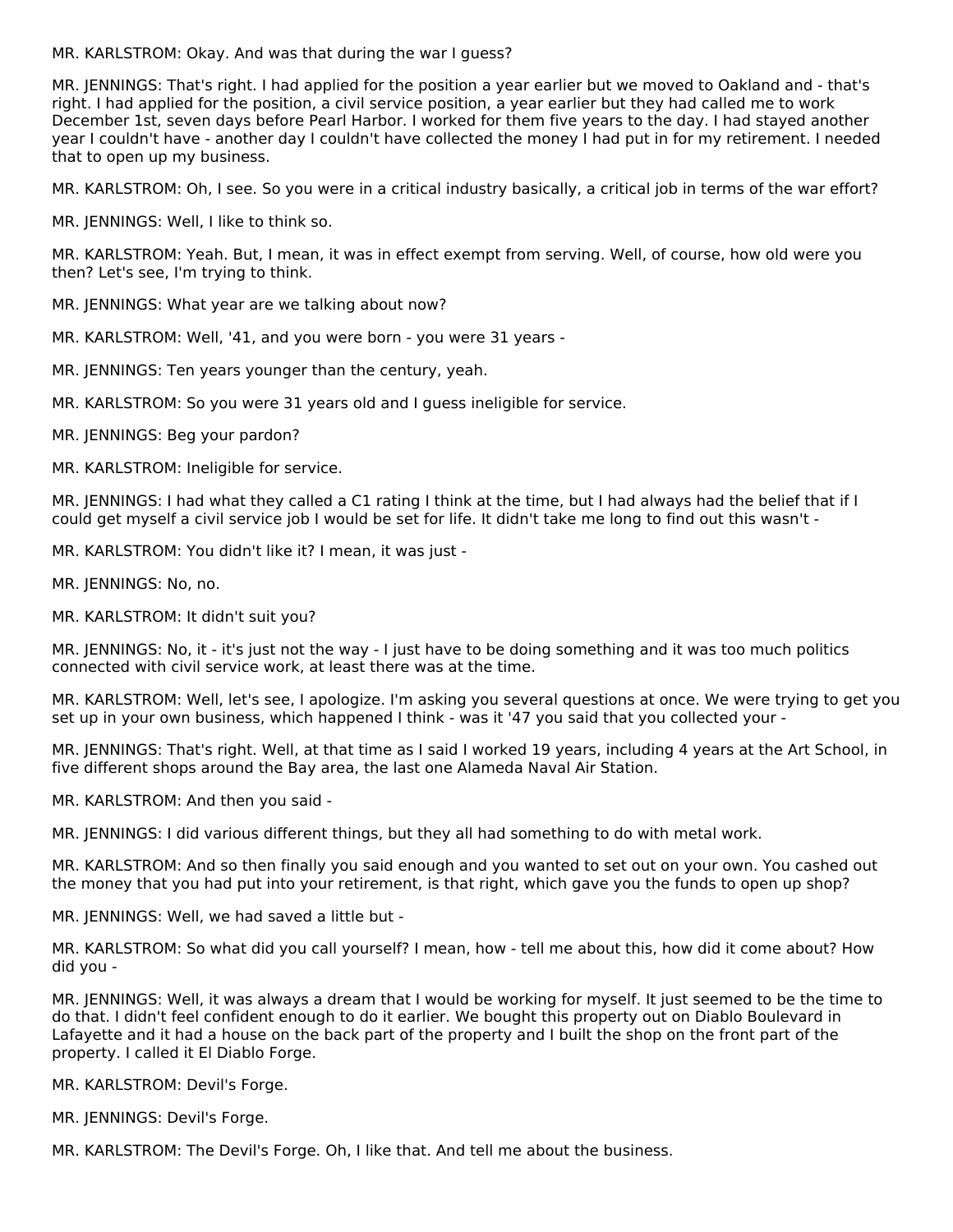MR. KARLSTROM: Okay. And was that during the war I guess?

MR. JENNINGS: That's right. I had applied for the position a year earlier but we moved to Oakland and - that's right. I had applied for the position, a civil service position, a year earlier but they had called me to work December 1st, seven days before Pearl Harbor. I worked for them five years to the day. I had stayed another year I couldn't have - another day I couldn't have collected the money I had put in for my retirement. I needed that to open up my business.

MR. KARLSTROM: Oh, I see. So you were in a critical industry basically, a critical job in terms of the war effort?

MR. JENNINGS: Well, I like to think so.

MR. KARLSTROM: Yeah. But, I mean, it was in effect exempt from serving. Well, of course, how old were you then? Let's see, I'm trying to think.

MR. JENNINGS: What year are we talking about now?

MR. KARLSTROM: Well, '41, and you were born - you were 31 years -

MR. JENNINGS: Ten years younger than the century, yeah.

MR. KARLSTROM: So you were 31 years old and I guess ineligible for service.

MR. JENNINGS: Beg your pardon?

MR. KARLSTROM: Ineligible for service.

MR. JENNINGS: I had what they called a C1 rating I think at the time, but I had always had the belief that if I could get myself a civil service job I would be set for life. It didn't take me long to find out this wasn't -

MR. KARLSTROM: You didn't like it? I mean, it was just -

MR. JENNINGS: No, no.

MR. KARLSTROM: It didn't suit you?

MR. JENNINGS: No, it - it's just not the way - I just have to be doing something and it was too much politics connected with civil service work, at least there was at the time.

MR. KARLSTROM: Well, let's see, I apologize. I'm asking you several questions at once. We were trying to get you set up in your own business, which happened I think - was it '47 you said that you collected your -

MR. JENNINGS: That's right. Well, at that time as I said I worked 19 years, including 4 years at the Art School, in five different shops around the Bay area, the last one Alameda Naval Air Station.

MR. KARLSTROM: And then you said -

MR. JENNINGS: I did various different things, but they all had something to do with metal work.

MR. KARLSTROM: And so then finally you said enough and you wanted to set out on your own. You cashed out the money that you had put into your retirement, is that right, which gave you the funds to open up shop?

MR. JENNINGS: Well, we had saved a little but -

MR. KARLSTROM: So what did you call yourself? I mean, how - tell me about this, how did it come about? How did you -

MR. JENNINGS: Well, it was always a dream that I would be working for myself. It just seemed to be the time to do that. I didn't feel confident enough to do it earlier. We bought this property out on Diablo Boulevard in Lafayette and it had a house on the back part of the property and I built the shop on the front part of the property. I called it El Diablo Forge.

MR. KARLSTROM: Devil's Forge.

MR. JENNINGS: Devil's Forge.

MR. KARLSTROM: The Devil's Forge. Oh, I like that. And tell me about the business.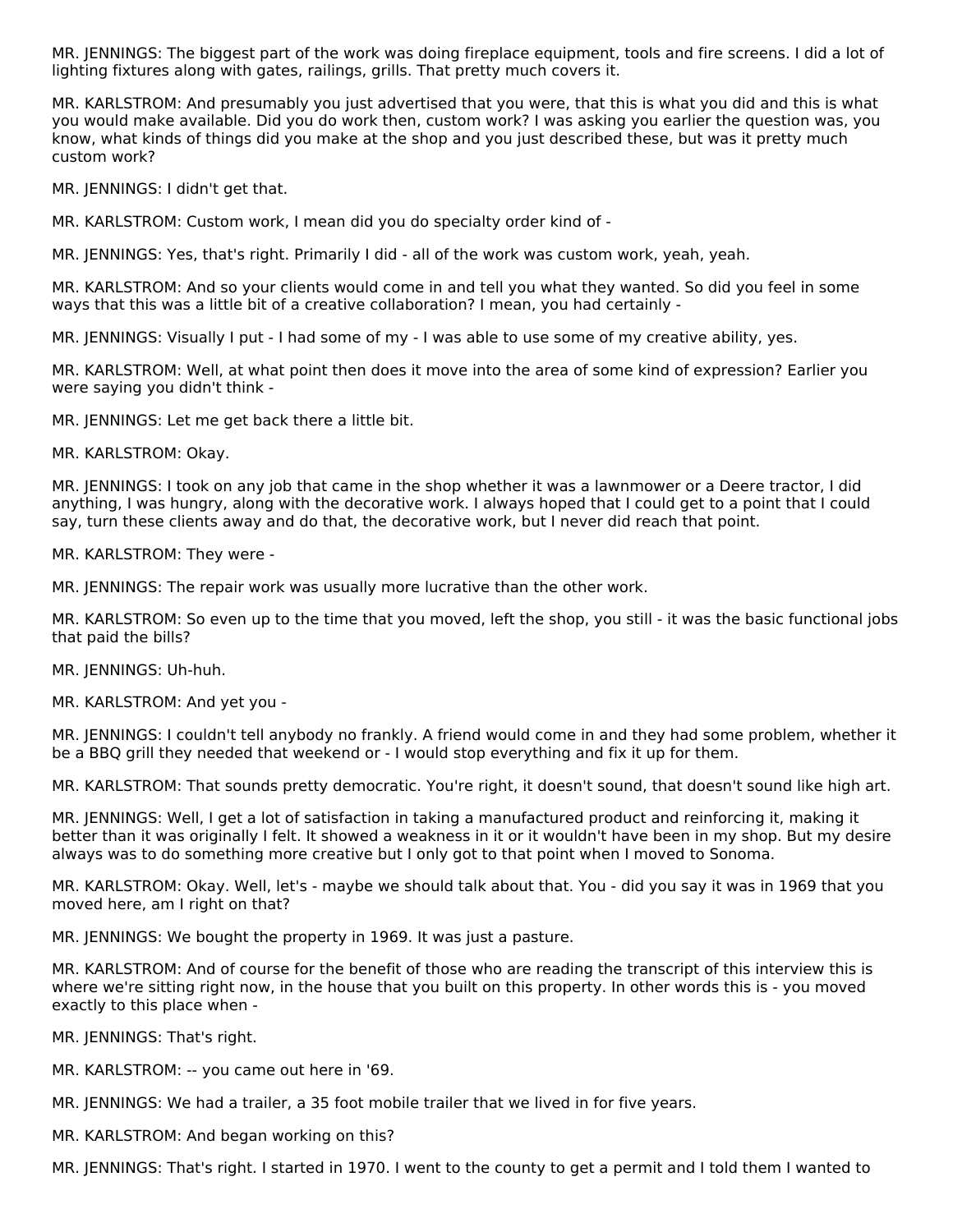MR. JENNINGS: The biggest part of the work was doing fireplace equipment, tools and fire screens. I did a lot of lighting fixtures along with gates, railings, grills. That pretty much covers it.

MR. KARLSTROM: And presumably you just advertised that you were, that this is what you did and this is what you would make available. Did you do work then, custom work? I was asking you earlier the question was, you know, what kinds of things did you make at the shop and you just described these, but was it pretty much custom work?

MR. JENNINGS: I didn't get that.

MR. KARLSTROM: Custom work, I mean did you do specialty order kind of -

MR. JENNINGS: Yes, that's right. Primarily I did - all of the work was custom work, yeah, yeah.

MR. KARLSTROM: And so your clients would come in and tell you what they wanted. So did you feel in some ways that this was a little bit of a creative collaboration? I mean, you had certainly -

MR. JENNINGS: Visually I put - I had some of my - I was able to use some of my creative ability, yes.

MR. KARLSTROM: Well, at what point then does it move into the area of some kind of expression? Earlier you were saying you didn't think -

MR. JENNINGS: Let me get back there a little bit.

MR. KARLSTROM: Okay.

MR. JENNINGS: I took on any job that came in the shop whether it was a lawnmower or a Deere tractor, I did anything, I was hungry, along with the decorative work. I always hoped that I could get to a point that I could say, turn these clients away and do that, the decorative work, but I never did reach that point.

MR. KARLSTROM: They were -

MR. JENNINGS: The repair work was usually more lucrative than the other work.

MR. KARLSTROM: So even up to the time that you moved, left the shop, you still - it was the basic functional jobs that paid the bills?

MR. JENNINGS: Uh-huh.

MR. KARLSTROM: And yet you -

MR. JENNINGS: I couldn't tell anybody no frankly. A friend would come in and they had some problem, whether it be a BBQ grill they needed that weekend or - I would stop everything and fix it up for them.

MR. KARLSTROM: That sounds pretty democratic. You're right, it doesn't sound, that doesn't sound like high art.

MR. JENNINGS: Well, I get a lot of satisfaction in taking a manufactured product and reinforcing it, making it better than it was originally I felt. It showed a weakness in it or it wouldn't have been in my shop. But my desire always was to do something more creative but I only got to that point when I moved to Sonoma.

MR. KARLSTROM: Okay. Well, let's - maybe we should talk about that. You - did you say it was in 1969 that you moved here, am I right on that?

MR. JENNINGS: We bought the property in 1969. It was just a pasture.

MR. KARLSTROM: And of course for the benefit of those who are reading the transcript of this interview this is where we're sitting right now, in the house that you built on this property. In other words this is - you moved exactly to this place when -

MR. JENNINGS: That's right.

MR. KARLSTROM: -- you came out here in '69.

MR. JENNINGS: We had a trailer, a 35 foot mobile trailer that we lived in for five years.

MR. KARLSTROM: And began working on this?

MR. JENNINGS: That's right. I started in 1970. I went to the county to get a permit and I told them I wanted to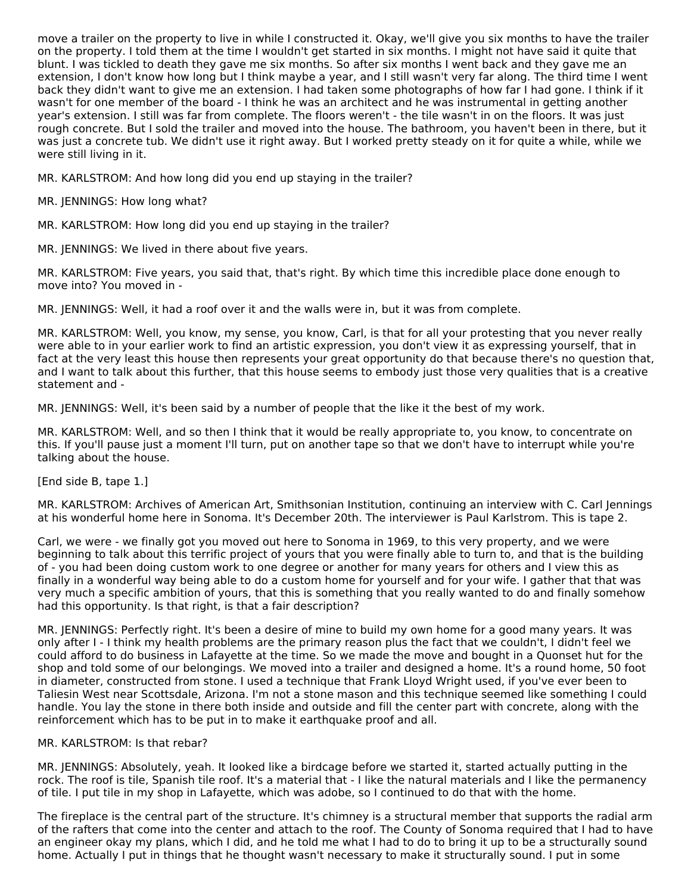move a trailer on the property to live in while I constructed it. Okay, we'll give you six months to have the trailer on the property. I told them at the time I wouldn't get started in six months. I might not have said it quite that blunt. I was tickled to death they gave me six months. So after six months I went back and they gave me an extension, I don't know how long but I think maybe a year, and I still wasn't very far along. The third time I went back they didn't want to give me an extension. I had taken some photographs of how far I had gone. I think if it wasn't for one member of the board - I think he was an architect and he was instrumental in getting another year's extension. I still was far from complete. The floors weren't - the tile wasn't in on the floors. It was just rough concrete. But I sold the trailer and moved into the house. The bathroom, you haven't been in there, but it was just a concrete tub. We didn't use it right away. But I worked pretty steady on it for quite a while, while we were still living in it.

MR. KARLSTROM: And how long did you end up staying in the trailer?

MR. JENNINGS: How long what?

MR. KARLSTROM: How long did you end up staying in the trailer?

MR. JENNINGS: We lived in there about five years.

MR. KARLSTROM: Five years, you said that, that's right. By which time this incredible place done enough to move into? You moved in -

MR. JENNINGS: Well, it had a roof over it and the walls were in, but it was from complete.

MR. KARLSTROM: Well, you know, my sense, you know, Carl, is that for all your protesting that you never really were able to in your earlier work to find an artistic expression, you don't view it as expressing yourself, that in fact at the very least this house then represents your great opportunity do that because there's no question that, and I want to talk about this further, that this house seems to embody just those very qualities that is a creative statement and -

MR. JENNINGS: Well, it's been said by a number of people that the like it the best of my work.

MR. KARLSTROM: Well, and so then I think that it would be really appropriate to, you know, to concentrate on this. If you'll pause just a moment I'll turn, put on another tape so that we don't have to interrupt while you're talking about the house.

[End side B, tape 1.]

MR. KARLSTROM: Archives of American Art, Smithsonian Institution, continuing an interview with C. Carl Jennings at his wonderful home here in Sonoma. It's December 20th. The interviewer is Paul Karlstrom. This is tape 2.

Carl, we were - we finally got you moved out here to Sonoma in 1969, to this very property, and we were beginning to talk about this terrific project of yours that you were finally able to turn to, and that is the building of - you had been doing custom work to one degree or another for many years for others and I view this as finally in a wonderful way being able to do a custom home for yourself and for your wife. I gather that that was very much a specific ambition of yours, that this is something that you really wanted to do and finally somehow had this opportunity. Is that right, is that a fair description?

MR. JENNINGS: Perfectly right. It's been a desire of mine to build my own home for a good many years. It was only after I - I think my health problems are the primary reason plus the fact that we couldn't, I didn't feel we could afford to do business in Lafayette at the time. So we made the move and bought in a Quonset hut for the shop and told some of our belongings. We moved into a trailer and designed a home. It's a round home, 50 foot in diameter, constructed from stone. I used a technique that Frank Lloyd Wright used, if you've ever been to Taliesin West near Scottsdale, Arizona. I'm not a stone mason and this technique seemed like something I could handle. You lay the stone in there both inside and outside and fill the center part with concrete, along with the reinforcement which has to be put in to make it earthquake proof and all.

MR. KARLSTROM: Is that rebar?

MR. JENNINGS: Absolutely, yeah. It looked like a birdcage before we started it, started actually putting in the rock. The roof is tile, Spanish tile roof. It's a material that - I like the natural materials and I like the permanency of tile. I put tile in my shop in Lafayette, which was adobe, so I continued to do that with the home.

The fireplace is the central part of the structure. It's chimney is a structural member that supports the radial arm of the rafters that come into the center and attach to the roof. The County of Sonoma required that I had to have an engineer okay my plans, which I did, and he told me what I had to do to bring it up to be a structurally sound home. Actually I put in things that he thought wasn't necessary to make it structurally sound. I put in some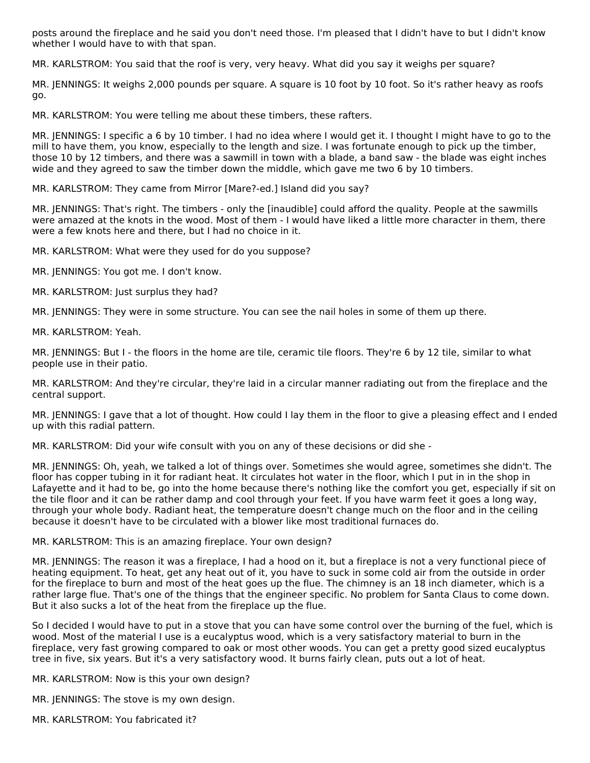posts around the fireplace and he said you don't need those. I'm pleased that I didn't have to but I didn't know whether I would have to with that span.

MR. KARLSTROM: You said that the roof is very, very heavy. What did you say it weighs per square?

MR. JENNINGS: It weighs 2,000 pounds per square. A square is 10 foot by 10 foot. So it's rather heavy as roofs go.

MR. KARLSTROM: You were telling me about these timbers, these rafters.

MR. JENNINGS: I specific a 6 by 10 timber. I had no idea where I would get it. I thought I might have to go to the mill to have them, you know, especially to the length and size. I was fortunate enough to pick up the timber, those 10 by 12 timbers, and there was a sawmill in town with a blade, a band saw - the blade was eight inches wide and they agreed to saw the timber down the middle, which gave me two 6 by 10 timbers.

MR. KARLSTROM: They came from Mirror [Mare?-ed.] Island did you say?

MR. JENNINGS: That's right. The timbers - only the [inaudible] could afford the quality. People at the sawmills were amazed at the knots in the wood. Most of them - I would have liked a little more character in them, there were a few knots here and there, but I had no choice in it.

MR. KARLSTROM: What were they used for do you suppose?

MR. JENNINGS: You got me. I don't know.

MR. KARLSTROM: Just surplus they had?

MR. JENNINGS: They were in some structure. You can see the nail holes in some of them up there.

MR. KARLSTROM: Yeah.

MR. JENNINGS: But I - the floors in the home are tile, ceramic tile floors. They're 6 by 12 tile, similar to what people use in their patio.

MR. KARLSTROM: And they're circular, they're laid in a circular manner radiating out from the fireplace and the central support.

MR. JENNINGS: I gave that a lot of thought. How could I lay them in the floor to give a pleasing effect and I ended up with this radial pattern.

MR. KARLSTROM: Did your wife consult with you on any of these decisions or did she -

MR. JENNINGS: Oh, yeah, we talked a lot of things over. Sometimes she would agree, sometimes she didn't. The floor has copper tubing in it for radiant heat. It circulates hot water in the floor, which I put in in the shop in Lafayette and it had to be, go into the home because there's nothing like the comfort you get, especially if sit on the tile floor and it can be rather damp and cool through your feet. If you have warm feet it goes a long way, through your whole body. Radiant heat, the temperature doesn't change much on the floor and in the ceiling because it doesn't have to be circulated with a blower like most traditional furnaces do.

MR. KARLSTROM: This is an amazing fireplace. Your own design?

MR. JENNINGS: The reason it was a fireplace, I had a hood on it, but a fireplace is not a very functional piece of heating equipment. To heat, get any heat out of it, you have to suck in some cold air from the outside in order for the fireplace to burn and most of the heat goes up the flue. The chimney is an 18 inch diameter, which is a rather large flue. That's one of the things that the engineer specific. No problem for Santa Claus to come down. But it also sucks a lot of the heat from the fireplace up the flue.

So I decided I would have to put in a stove that you can have some control over the burning of the fuel, which is wood. Most of the material I use is a eucalyptus wood, which is a very satisfactory material to burn in the fireplace, very fast growing compared to oak or most other woods. You can get a pretty good sized eucalyptus tree in five, six years. But it's a very satisfactory wood. It burns fairly clean, puts out a lot of heat.

MR. KARLSTROM: Now is this your own design?

MR. JENNINGS: The stove is my own design.

MR. KARLSTROM: You fabricated it?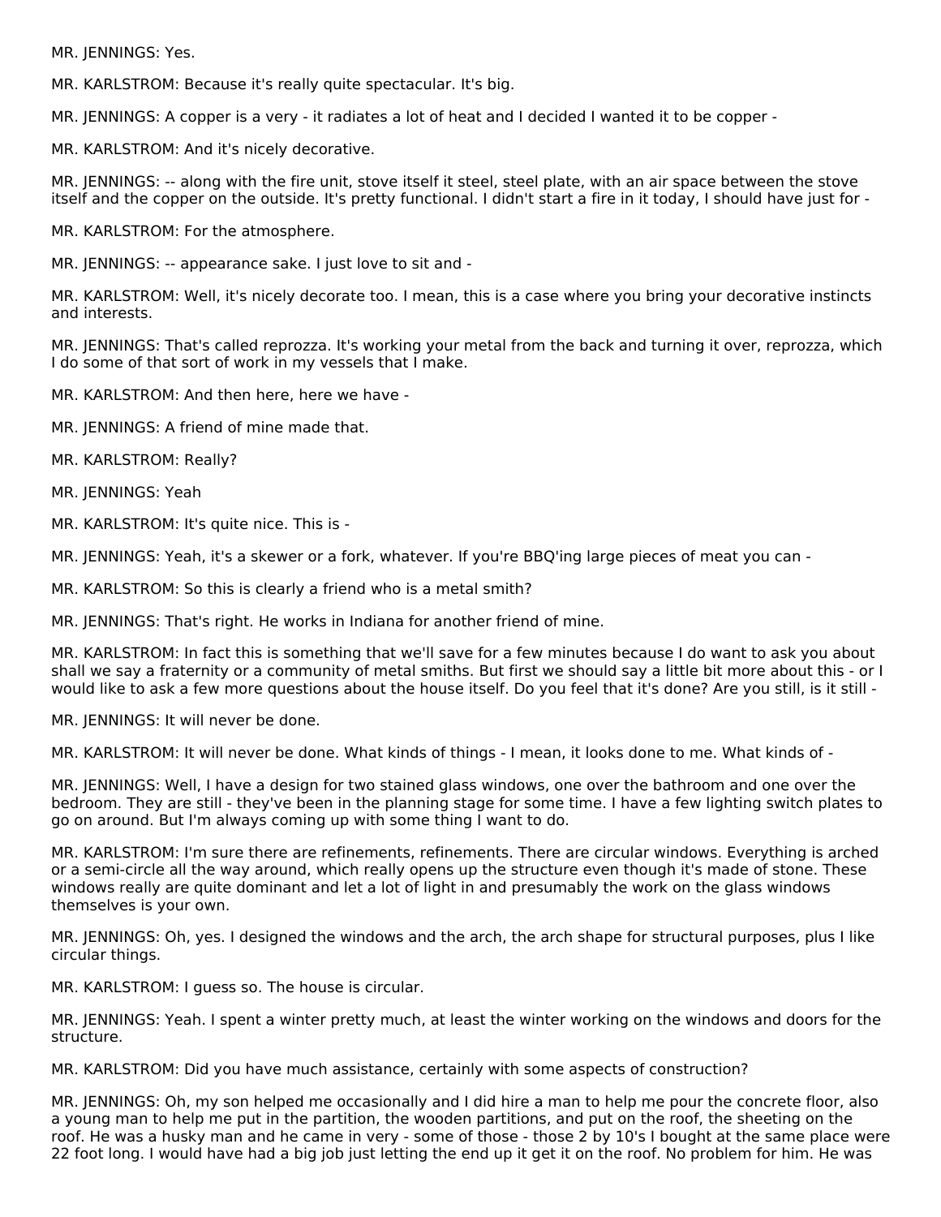MR. JENNINGS: Yes.

MR. KARLSTROM: Because it's really quite spectacular. It's big.

MR. JENNINGS: A copper is a very - it radiates a lot of heat and I decided I wanted it to be copper -

MR. KARLSTROM: And it's nicely decorative.

MR. JENNINGS: -- along with the fire unit, stove itself it steel, steel plate, with an air space between the stove itself and the copper on the outside. It's pretty functional. I didn't start a fire in it today, I should have just for -

MR. KARLSTROM: For the atmosphere.

MR. JENNINGS: -- appearance sake. I just love to sit and -

MR. KARLSTROM: Well, it's nicely decorate too. I mean, this is a case where you bring your decorative instincts and interests.

MR. JENNINGS: That's called reprozza. It's working your metal from the back and turning it over, reprozza, which I do some of that sort of work in my vessels that I make.

MR. KARLSTROM: And then here, here we have -

MR. JENNINGS: A friend of mine made that.

MR. KARLSTROM: Really?

MR. JENNINGS: Yeah

MR. KARLSTROM: It's quite nice. This is -

MR. JENNINGS: Yeah, it's a skewer or a fork, whatever. If you're BBQ'ing large pieces of meat you can -

MR. KARLSTROM: So this is clearly a friend who is a metal smith?

MR. JENNINGS: That's right. He works in Indiana for another friend of mine.

MR. KARLSTROM: In fact this is something that we'll save for a few minutes because I do want to ask you about shall we say a fraternity or a community of metal smiths. But first we should say a little bit more about this - or I would like to ask a few more questions about the house itself. Do you feel that it's done? Are you still, is it still -

MR. JENNINGS: It will never be done.

MR. KARLSTROM: It will never be done. What kinds of things - I mean, it looks done to me. What kinds of -

MR. JENNINGS: Well, I have a design for two stained glass windows, one over the bathroom and one over the bedroom. They are still - they've been in the planning stage for some time. I have a few lighting switch plates to go on around. But I'm always coming up with some thing I want to do.

MR. KARLSTROM: I'm sure there are refinements, refinements. There are circular windows. Everything is arched or a semi-circle all the way around, which really opens up the structure even though it's made of stone. These windows really are quite dominant and let a lot of light in and presumably the work on the glass windows themselves is your own.

MR. JENNINGS: Oh, yes. I designed the windows and the arch, the arch shape for structural purposes, plus I like circular things.

MR. KARLSTROM: I guess so. The house is circular.

MR. JENNINGS: Yeah. I spent a winter pretty much, at least the winter working on the windows and doors for the structure.

MR. KARLSTROM: Did you have much assistance, certainly with some aspects of construction?

MR. JENNINGS: Oh, my son helped me occasionally and I did hire a man to help me pour the concrete floor, also a young man to help me put in the partition, the wooden partitions, and put on the roof, the sheeting on the roof. He was a husky man and he came in very - some of those - those 2 by 10's I bought at the same place were 22 foot long. I would have had a big job just letting the end up it get it on the roof. No problem for him. He was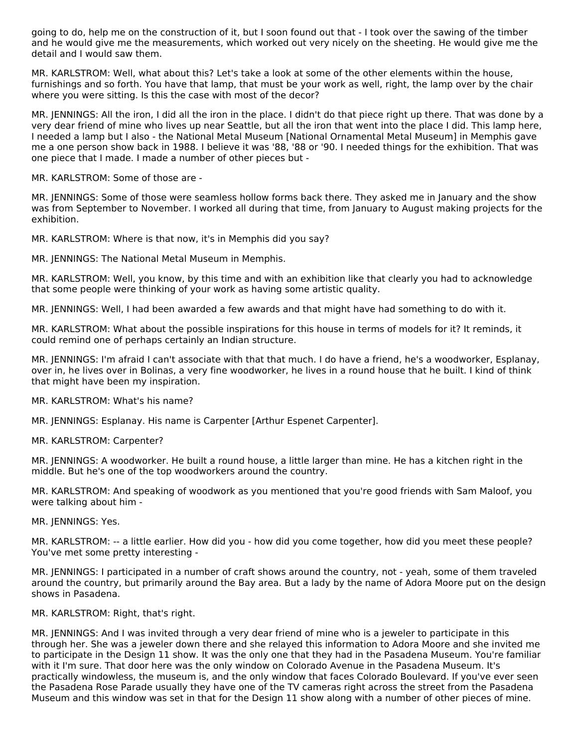going to do, help me on the construction of it, but I soon found out that - I took over the sawing of the timber and he would give me the measurements, which worked out very nicely on the sheeting. He would give me the detail and I would saw them.

MR. KARLSTROM: Well, what about this? Let's take a look at some of the other elements within the house, furnishings and so forth. You have that lamp, that must be your work as well, right, the lamp over by the chair where you were sitting. Is this the case with most of the decor?

MR. JENNINGS: All the iron, I did all the iron in the place. I didn't do that piece right up there. That was done by a very dear friend of mine who lives up near Seattle, but all the iron that went into the place I did. This lamp here, I needed a lamp but I also - the National Metal Museum [National Ornamental Metal Museum] in Memphis gave me a one person show back in 1988. I believe it was '88, '88 or '90. I needed things for the exhibition. That was one piece that I made. I made a number of other pieces but -

MR. KARLSTROM: Some of those are -

MR. JENNINGS: Some of those were seamless hollow forms back there. They asked me in January and the show was from September to November. I worked all during that time, from January to August making projects for the exhibition.

MR. KARLSTROM: Where is that now, it's in Memphis did you say?

MR. JENNINGS: The National Metal Museum in Memphis.

MR. KARLSTROM: Well, you know, by this time and with an exhibition like that clearly you had to acknowledge that some people were thinking of your work as having some artistic quality.

MR. JENNINGS: Well, I had been awarded a few awards and that might have had something to do with it.

MR. KARLSTROM: What about the possible inspirations for this house in terms of models for it? It reminds, it could remind one of perhaps certainly an Indian structure.

MR. JENNINGS: I'm afraid I can't associate with that that much. I do have a friend, he's a woodworker, Esplanay, over in, he lives over in Bolinas, a very fine woodworker, he lives in a round house that he built. I kind of think that might have been my inspiration.

MR. KARLSTROM: What's his name?

MR. JENNINGS: Esplanay. His name is Carpenter [Arthur Espenet Carpenter].

MR. KARLSTROM: Carpenter?

MR. JENNINGS: A woodworker. He built a round house, a little larger than mine. He has a kitchen right in the middle. But he's one of the top woodworkers around the country.

MR. KARLSTROM: And speaking of woodwork as you mentioned that you're good friends with Sam Maloof, you were talking about him -

MR. JENNINGS: Yes.

MR. KARLSTROM: -- a little earlier. How did you - how did you come together, how did you meet these people? You've met some pretty interesting -

MR. JENNINGS: I participated in a number of craft shows around the country, not - yeah, some of them traveled around the country, but primarily around the Bay area. But a lady by the name of Adora Moore put on the design shows in Pasadena.

MR. KARLSTROM: Right, that's right.

MR. JENNINGS: And I was invited through a very dear friend of mine who is a jeweler to participate in this through her. She was a jeweler down there and she relayed this information to Adora Moore and she invited me to participate in the Design 11 show. It was the only one that they had in the Pasadena Museum. You're familiar with it I'm sure. That door here was the only window on Colorado Avenue in the Pasadena Museum. It's practically windowless, the museum is, and the only window that faces Colorado Boulevard. If you've ever seen the Pasadena Rose Parade usually they have one of the TV cameras right across the street from the Pasadena Museum and this window was set in that for the Design 11 show along with a number of other pieces of mine.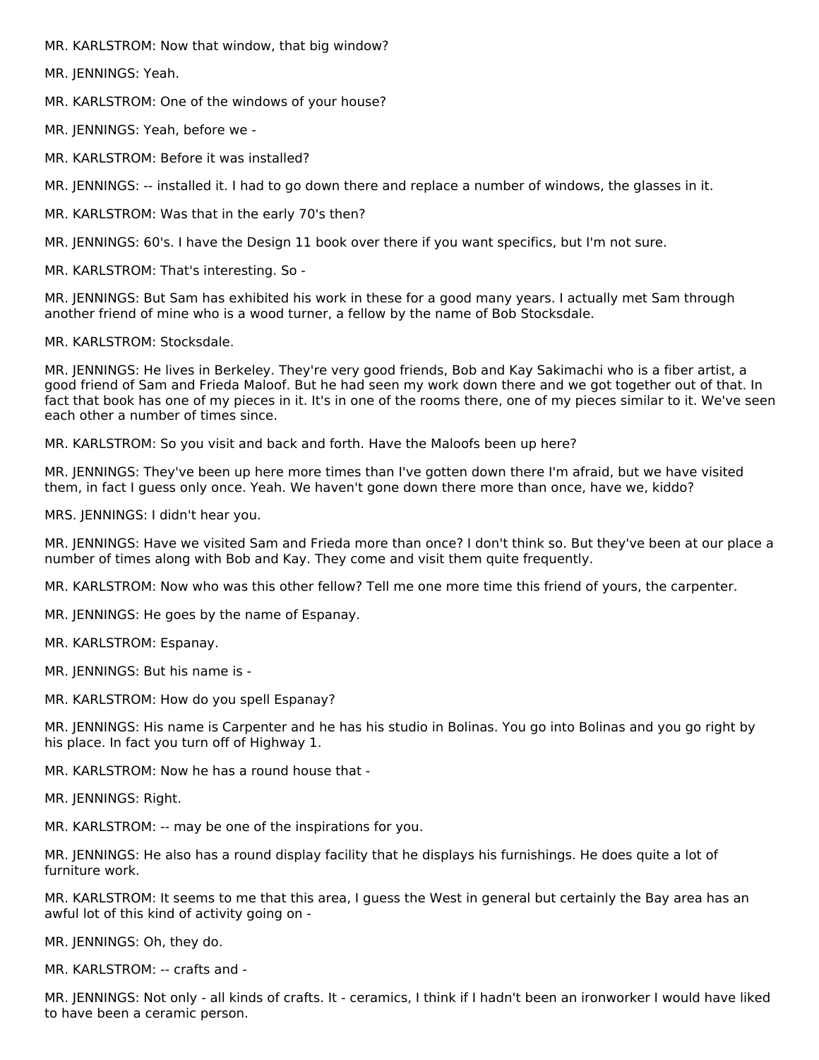MR. KARLSTROM: Now that window, that big window?

MR. JENNINGS: Yeah.

MR. KARLSTROM: One of the windows of your house?

MR. JENNINGS: Yeah, before we -

MR. KARLSTROM: Before it was installed?

MR. JENNINGS: -- installed it. I had to go down there and replace a number of windows, the glasses in it.

MR. KARLSTROM: Was that in the early 70's then?

MR. JENNINGS: 60's. I have the Design 11 book over there if you want specifics, but I'm not sure.

MR. KARLSTROM: That's interesting. So -

MR. JENNINGS: But Sam has exhibited his work in these for a good many years. I actually met Sam through another friend of mine who is a wood turner, a fellow by the name of Bob Stocksdale.

MR. KARLSTROM: Stocksdale.

MR. JENNINGS: He lives in Berkeley. They're very good friends, Bob and Kay Sakimachi who is a fiber artist, a good friend of Sam and Frieda Maloof. But he had seen my work down there and we got together out of that. In fact that book has one of my pieces in it. It's in one of the rooms there, one of my pieces similar to it. We've seen each other a number of times since.

MR. KARLSTROM: So you visit and back and forth. Have the Maloofs been up here?

MR. JENNINGS: They've been up here more times than I've gotten down there I'm afraid, but we have visited them, in fact I guess only once. Yeah. We haven't gone down there more than once, have we, kiddo?

MRS. JENNINGS: I didn't hear you.

MR. JENNINGS: Have we visited Sam and Frieda more than once? I don't think so. But they've been at our place a number of times along with Bob and Kay. They come and visit them quite frequently.

MR. KARLSTROM: Now who was this other fellow? Tell me one more time this friend of yours, the carpenter.

MR. JENNINGS: He goes by the name of Espanay.

MR. KARLSTROM: Espanay.

MR. JENNINGS: But his name is -

MR. KARLSTROM: How do you spell Espanay?

MR. JENNINGS: His name is Carpenter and he has his studio in Bolinas. You go into Bolinas and you go right by his place. In fact you turn off of Highway 1.

MR. KARLSTROM: Now he has a round house that -

MR. JENNINGS: Right.

MR. KARLSTROM: -- may be one of the inspirations for you.

MR. JENNINGS: He also has a round display facility that he displays his furnishings. He does quite a lot of furniture work.

MR. KARLSTROM: It seems to me that this area, I guess the West in general but certainly the Bay area has an awful lot of this kind of activity going on -

MR. JENNINGS: Oh, they do.

MR. KARLSTROM: -- crafts and -

MR. JENNINGS: Not only - all kinds of crafts. It - ceramics, I think if I hadn't been an ironworker I would have liked to have been a ceramic person.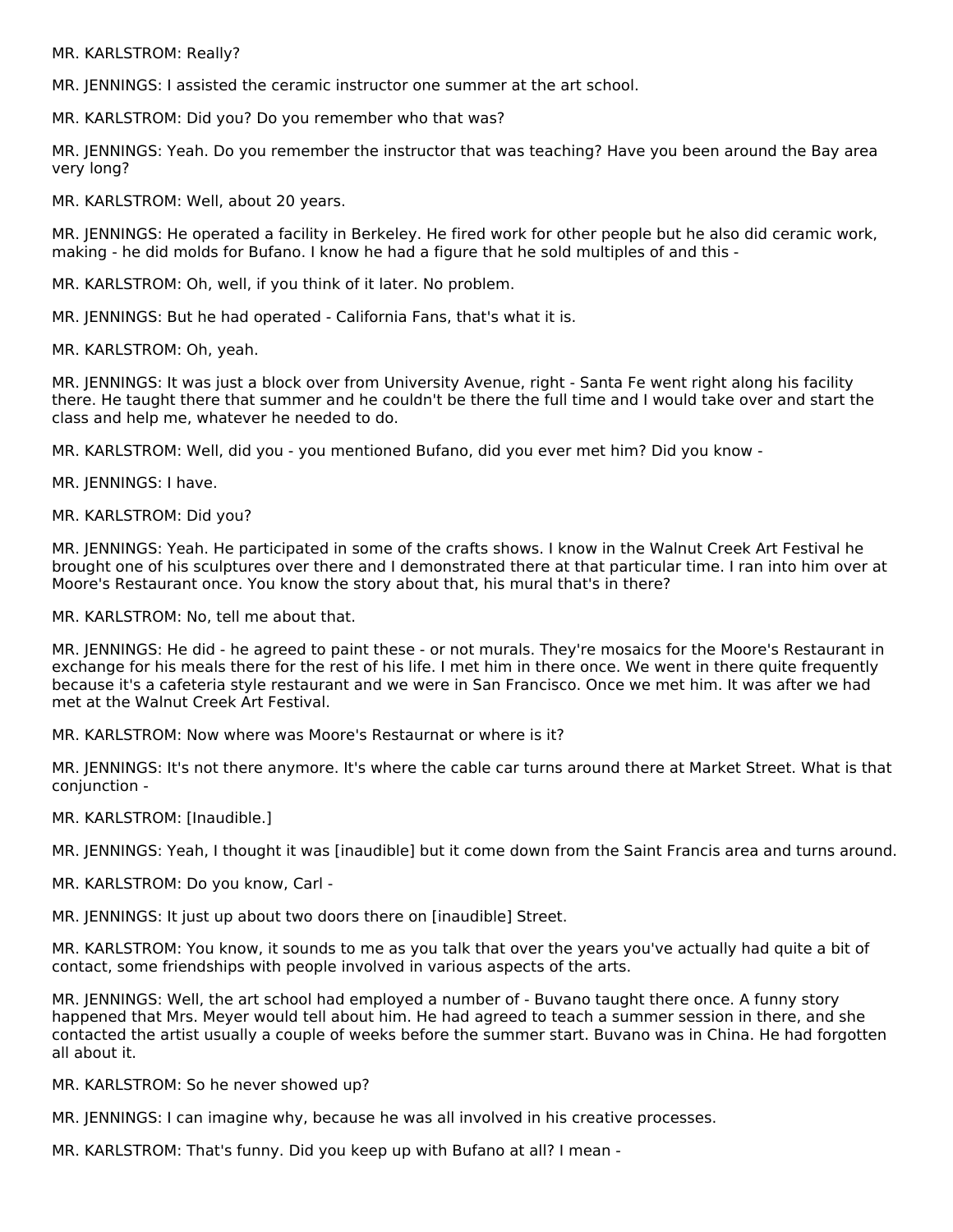MR. KARLSTROM: Really?

MR. JENNINGS: I assisted the ceramic instructor one summer at the art school.

MR. KARLSTROM: Did you? Do you remember who that was?

MR. JENNINGS: Yeah. Do you remember the instructor that was teaching? Have you been around the Bay area very long?

MR. KARLSTROM: Well, about 20 years.

MR. JENNINGS: He operated a facility in Berkeley. He fired work for other people but he also did ceramic work, making - he did molds for Bufano. I know he had a figure that he sold multiples of and this -

MR. KARLSTROM: Oh, well, if you think of it later. No problem.

MR. JENNINGS: But he had operated - California Fans, that's what it is.

MR. KARLSTROM: Oh, yeah.

MR. JENNINGS: It was just a block over from University Avenue, right - Santa Fe went right along his facility there. He taught there that summer and he couldn't be there the full time and I would take over and start the class and help me, whatever he needed to do.

MR. KARLSTROM: Well, did you - you mentioned Bufano, did you ever met him? Did you know -

MR. JENNINGS: I have.

MR. KARLSTROM: Did you?

MR. JENNINGS: Yeah. He participated in some of the crafts shows. I know in the Walnut Creek Art Festival he brought one of his sculptures over there and I demonstrated there at that particular time. I ran into him over at Moore's Restaurant once. You know the story about that, his mural that's in there?

MR. KARLSTROM: No, tell me about that.

MR. JENNINGS: He did - he agreed to paint these - or not murals. They're mosaics for the Moore's Restaurant in exchange for his meals there for the rest of his life. I met him in there once. We went in there quite frequently because it's a cafeteria style restaurant and we were in San Francisco. Once we met him. It was after we had met at the Walnut Creek Art Festival.

MR. KARLSTROM: Now where was Moore's Restaurnat or where is it?

MR. JENNINGS: It's not there anymore. It's where the cable car turns around there at Market Street. What is that conjunction -

MR. KARLSTROM: [Inaudible.]

MR. JENNINGS: Yeah, I thought it was [inaudible] but it come down from the Saint Francis area and turns around.

MR. KARLSTROM: Do you know, Carl -

MR. JENNINGS: It just up about two doors there on [inaudible] Street.

MR. KARLSTROM: You know, it sounds to me as you talk that over the years you've actually had quite a bit of contact, some friendships with people involved in various aspects of the arts.

MR. JENNINGS: Well, the art school had employed a number of - Buvano taught there once. A funny story happened that Mrs. Meyer would tell about him. He had agreed to teach a summer session in there, and she contacted the artist usually a couple of weeks before the summer start. Buvano was in China. He had forgotten all about it.

MR. KARLSTROM: So he never showed up?

MR. JENNINGS: I can imagine why, because he was all involved in his creative processes.

MR. KARLSTROM: That's funny. Did you keep up with Bufano at all? I mean -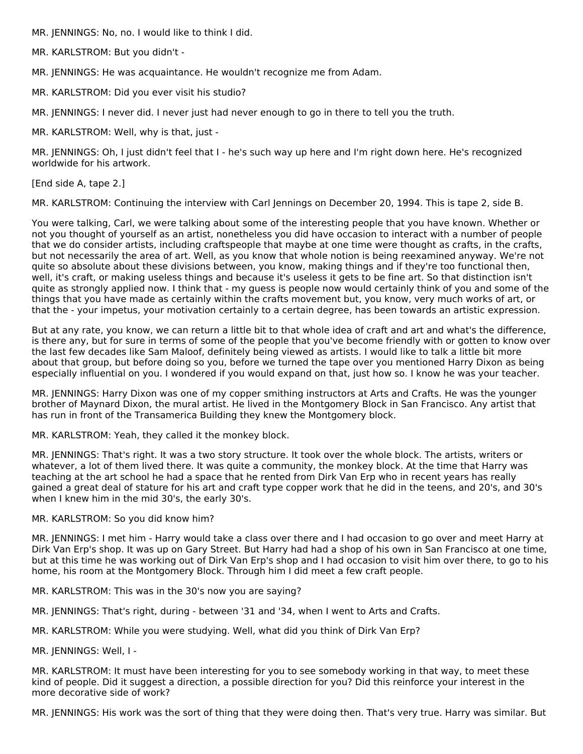MR. JENNINGS: No, no. I would like to think I did.

MR. KARLSTROM: But you didn't -

MR. JENNINGS: He was acquaintance. He wouldn't recognize me from Adam.

MR. KARLSTROM: Did you ever visit his studio?

MR. JENNINGS: I never did. I never just had never enough to go in there to tell you the truth.

MR. KARLSTROM: Well, why is that, just -

MR. JENNINGS: Oh, I just didn't feel that I - he's such way up here and I'm right down here. He's recognized worldwide for his artwork.

[End side A, tape 2.]

MR. KARLSTROM: Continuing the interview with Carl Jennings on December 20, 1994. This is tape 2, side B.

You were talking, Carl, we were talking about some of the interesting people that you have known. Whether or not you thought of yourself as an artist, nonetheless you did have occasion to interact with a number of people that we do consider artists, including craftspeople that maybe at one time were thought as crafts, in the crafts, but not necessarily the area of art. Well, as you know that whole notion is being reexamined anyway. We're not quite so absolute about these divisions between, you know, making things and if they're too functional then, well, it's craft, or making useless things and because it's useless it gets to be fine art. So that distinction isn't quite as strongly applied now. I think that - my guess is people now would certainly think of you and some of the things that you have made as certainly within the crafts movement but, you know, very much works of art, or that the - your impetus, your motivation certainly to a certain degree, has been towards an artistic expression.

But at any rate, you know, we can return a little bit to that whole idea of craft and art and what's the difference, is there any, but for sure in terms of some of the people that you've become friendly with or gotten to know over the last few decades like Sam Maloof, definitely being viewed as artists. I would like to talk a little bit more about that group, but before doing so you, before we turned the tape over you mentioned Harry Dixon as being especially influential on you. I wondered if you would expand on that, just how so. I know he was your teacher.

MR. JENNINGS: Harry Dixon was one of my copper smithing instructors at Arts and Crafts. He was the younger brother of Maynard Dixon, the mural artist. He lived in the Montgomery Block in San Francisco. Any artist that has run in front of the Transamerica Building they knew the Montgomery block.

MR. KARLSTROM: Yeah, they called it the monkey block.

MR. JENNINGS: That's right. It was a two story structure. It took over the whole block. The artists, writers or whatever, a lot of them lived there. It was quite a community, the monkey block. At the time that Harry was teaching at the art school he had a space that he rented from Dirk Van Erp who in recent years has really gained a great deal of stature for his art and craft type copper work that he did in the teens, and 20's, and 30's when I knew him in the mid 30's, the early 30's.

MR. KARLSTROM: So you did know him?

MR. JENNINGS: I met him - Harry would take a class over there and I had occasion to go over and meet Harry at Dirk Van Erp's shop. It was up on Gary Street. But Harry had had a shop of his own in San Francisco at one time, but at this time he was working out of Dirk Van Erp's shop and I had occasion to visit him over there, to go to his home, his room at the Montgomery Block. Through him I did meet a few craft people.

MR. KARLSTROM: This was in the 30's now you are saying?

MR. JENNINGS: That's right, during - between '31 and '34, when I went to Arts and Crafts.

MR. KARLSTROM: While you were studying. Well, what did you think of Dirk Van Erp?

MR. JENNINGS: Well, I -

MR. KARLSTROM: It must have been interesting for you to see somebody working in that way, to meet these kind of people. Did it suggest a direction, a possible direction for you? Did this reinforce your interest in the more decorative side of work?

MR. JENNINGS: His work was the sort of thing that they were doing then. That's very true. Harry was similar. But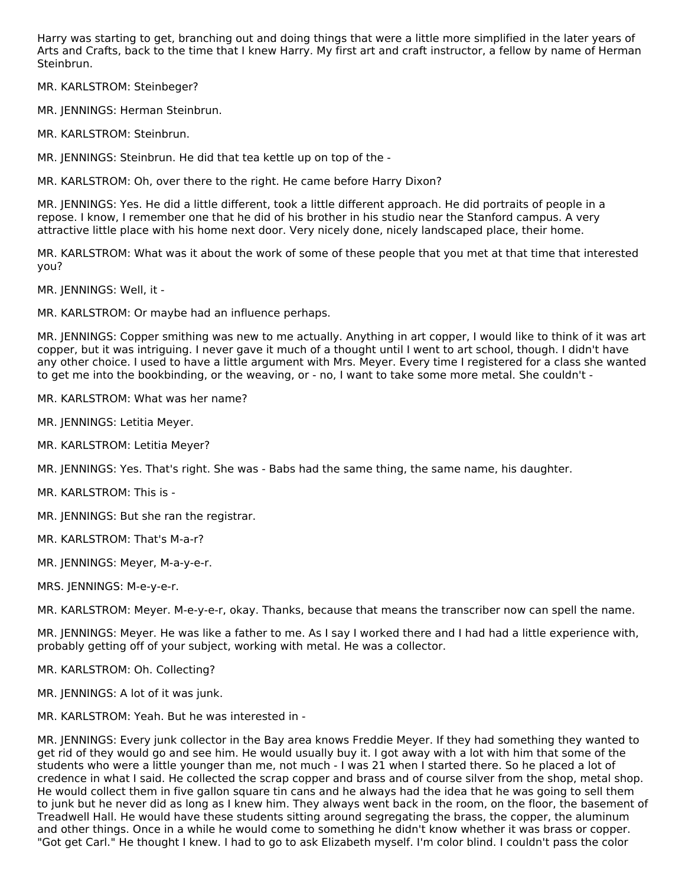Harry was starting to get, branching out and doing things that were a little more simplified in the later years of Arts and Crafts, back to the time that I knew Harry. My first art and craft instructor, a fellow by name of Herman Steinbrun.

MR. KARLSTROM: Steinbeger?

MR. JENNINGS: Herman Steinbrun.

MR. KARLSTROM: Steinbrun.

MR. JENNINGS: Steinbrun. He did that tea kettle up on top of the -

MR. KARLSTROM: Oh, over there to the right. He came before Harry Dixon?

MR. JENNINGS: Yes. He did a little different, took a little different approach. He did portraits of people in a repose. I know, I remember one that he did of his brother in his studio near the Stanford campus. A very attractive little place with his home next door. Very nicely done, nicely landscaped place, their home.

MR. KARLSTROM: What was it about the work of some of these people that you met at that time that interested you?

MR. JENNINGS: Well, it -

MR. KARLSTROM: Or maybe had an influence perhaps.

MR. JENNINGS: Copper smithing was new to me actually. Anything in art copper, I would like to think of it was art copper, but it was intriguing. I never gave it much of a thought until I went to art school, though. I didn't have any other choice. I used to have a little argument with Mrs. Meyer. Every time I registered for a class she wanted to get me into the bookbinding, or the weaving, or - no, I want to take some more metal. She couldn't -

MR. KARLSTROM: What was her name?

MR. JENNINGS: Letitia Meyer.

MR. KARLSTROM: Letitia Meyer?

MR. JENNINGS: Yes. That's right. She was - Babs had the same thing, the same name, his daughter.

MR. KARLSTROM: This is -

MR. JENNINGS: But she ran the registrar.

MR. KARLSTROM: That's M-a-r?

MR. JENNINGS: Meyer, M-a-y-e-r.

MRS. JENNINGS: M-e-y-e-r.

MR. KARLSTROM: Meyer. M-e-y-e-r, okay. Thanks, because that means the transcriber now can spell the name.

MR. JENNINGS: Meyer. He was like a father to me. As I say I worked there and I had had a little experience with, probably getting off of your subject, working with metal. He was a collector.

MR. KARLSTROM: Oh. Collecting?

MR. JENNINGS: A lot of it was junk.

MR. KARLSTROM: Yeah. But he was interested in -

MR. JENNINGS: Every junk collector in the Bay area knows Freddie Meyer. If they had something they wanted to get rid of they would go and see him. He would usually buy it. I got away with a lot with him that some of the students who were a little younger than me, not much - I was 21 when I started there. So he placed a lot of credence in what I said. He collected the scrap copper and brass and of course silver from the shop, metal shop. He would collect them in five gallon square tin cans and he always had the idea that he was going to sell them to junk but he never did as long as I knew him. They always went back in the room, on the floor, the basement of Treadwell Hall. He would have these students sitting around segregating the brass, the copper, the aluminum and other things. Once in a while he would come to something he didn't know whether it was brass or copper. "Got get Carl." He thought I knew. I had to go to ask Elizabeth myself. I'm color blind. I couldn't pass the color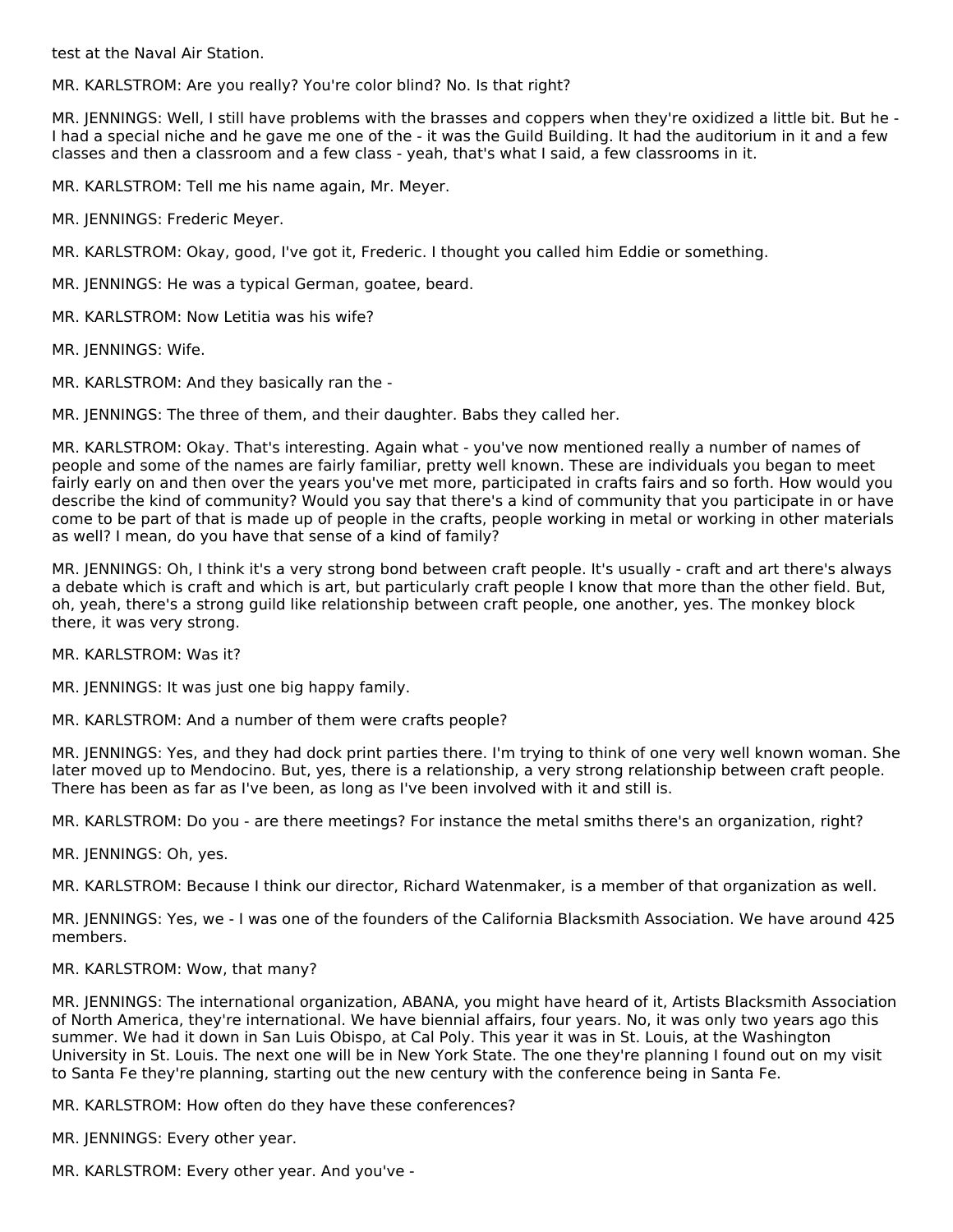test at the Naval Air Station.

MR. KARLSTROM: Are you really? You're color blind? No. Is that right?

MR. JENNINGS: Well, I still have problems with the brasses and coppers when they're oxidized a little bit. But he - I had a special niche and he gave me one of the - it was the Guild Building. It had the auditorium in it and a few classes and then a classroom and a few class - yeah, that's what I said, a few classrooms in it.

MR. KARLSTROM: Tell me his name again, Mr. Meyer.

MR. JENNINGS: Frederic Meyer.

MR. KARLSTROM: Okay, good, I've got it, Frederic. I thought you called him Eddie or something.

MR. JENNINGS: He was a typical German, goatee, beard.

MR. KARLSTROM: Now Letitia was his wife?

MR. JENNINGS: Wife.

MR. KARLSTROM: And they basically ran the -

MR. JENNINGS: The three of them, and their daughter. Babs they called her.

MR. KARLSTROM: Okay. That's interesting. Again what - you've now mentioned really a number of names of people and some of the names are fairly familiar, pretty well known. These are individuals you began to meet fairly early on and then over the years you've met more, participated in crafts fairs and so forth. How would you describe the kind of community? Would you say that there's a kind of community that you participate in or have come to be part of that is made up of people in the crafts, people working in metal or working in other materials as well? I mean, do you have that sense of a kind of family?

MR. JENNINGS: Oh, I think it's a very strong bond between craft people. It's usually - craft and art there's always a debate which is craft and which is art, but particularly craft people I know that more than the other field. But, oh, yeah, there's a strong guild like relationship between craft people, one another, yes. The monkey block there, it was very strong.

MR. KARLSTROM: Was it?

MR. JENNINGS: It was just one big happy family.

MR. KARLSTROM: And a number of them were crafts people?

MR. JENNINGS: Yes, and they had dock print parties there. I'm trying to think of one very well known woman. She later moved up to Mendocino. But, yes, there is a relationship, a very strong relationship between craft people. There has been as far as I've been, as long as I've been involved with it and still is.

MR. KARLSTROM: Do you - are there meetings? For instance the metal smiths there's an organization, right?

MR. JENNINGS: Oh, yes.

MR. KARLSTROM: Because I think our director, Richard Watenmaker, is a member of that organization as well.

MR. JENNINGS: Yes, we - I was one of the founders of the California Blacksmith Association. We have around 425 members.

MR. KARLSTROM: Wow, that many?

MR. JENNINGS: The international organization, ABANA, you might have heard of it, Artists Blacksmith Association of North America, they're international. We have biennial affairs, four years. No, it was only two years ago this summer. We had it down in San Luis Obispo, at Cal Poly. This year it was in St. Louis, at the Washington University in St. Louis. The next one will be in New York State. The one they're planning I found out on my visit to Santa Fe they're planning, starting out the new century with the conference being in Santa Fe.

MR. KARLSTROM: How often do they have these conferences?

MR. JENNINGS: Every other year.

MR. KARLSTROM: Every other year. And you've -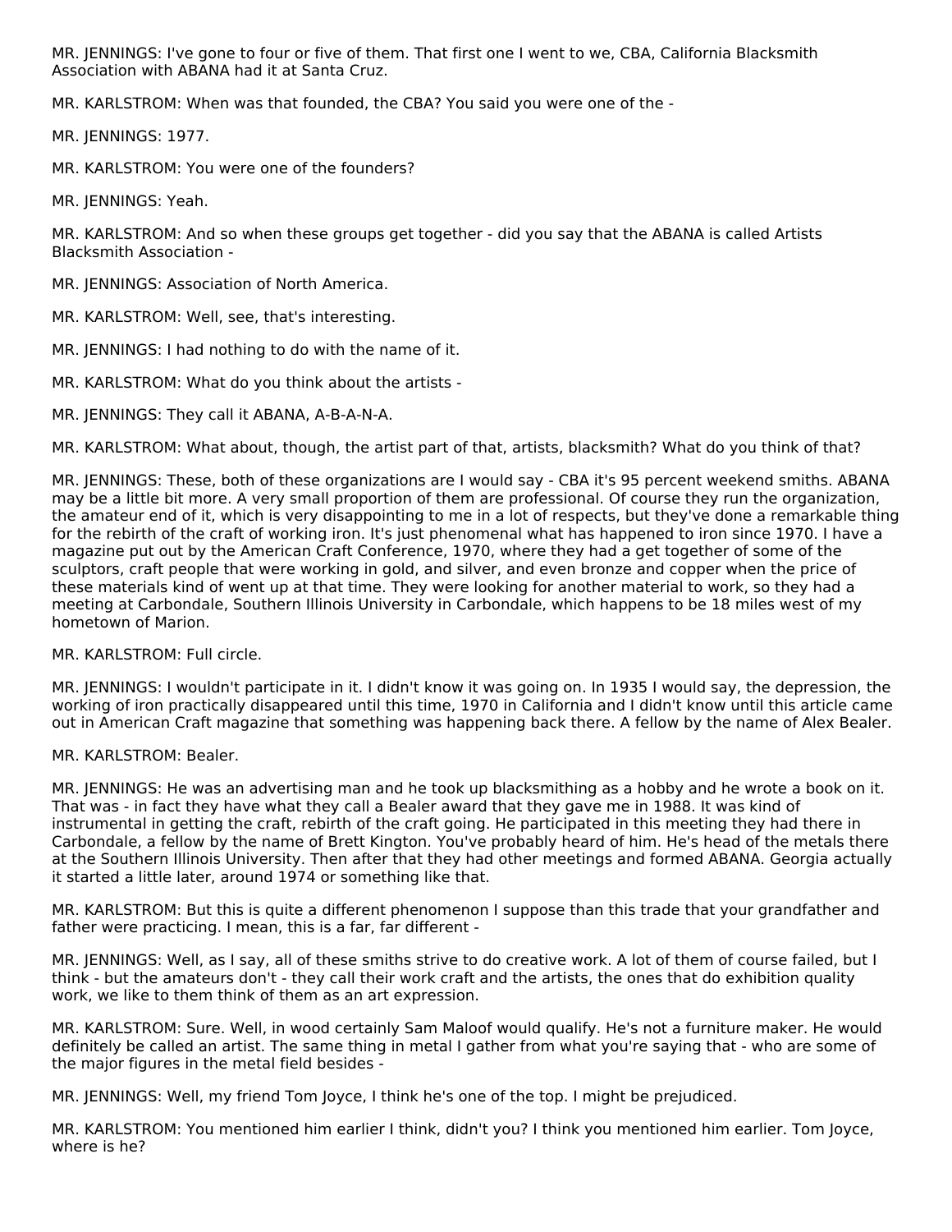MR. JENNINGS: I've gone to four or five of them. That first one I went to we, CBA, California Blacksmith Association with ABANA had it at Santa Cruz.

MR. KARLSTROM: When was that founded, the CBA? You said you were one of the -

MR. JENNINGS: 1977.

MR. KARLSTROM: You were one of the founders?

MR. JENNINGS: Yeah.

MR. KARLSTROM: And so when these groups get together - did you say that the ABANA is called Artists Blacksmith Association -

MR. JENNINGS: Association of North America.

MR. KARLSTROM: Well, see, that's interesting.

MR. JENNINGS: I had nothing to do with the name of it.

MR. KARLSTROM: What do you think about the artists -

MR. JENNINGS: They call it ABANA, A-B-A-N-A.

MR. KARLSTROM: What about, though, the artist part of that, artists, blacksmith? What do you think of that?

MR. JENNINGS: These, both of these organizations are I would say - CBA it's 95 percent weekend smiths. ABANA may be a little bit more. A very small proportion of them are professional. Of course they run the organization, the amateur end of it, which is very disappointing to me in a lot of respects, but they've done a remarkable thing for the rebirth of the craft of working iron. It's just phenomenal what has happened to iron since 1970. I have a magazine put out by the American Craft Conference, 1970, where they had a get together of some of the sculptors, craft people that were working in gold, and silver, and even bronze and copper when the price of these materials kind of went up at that time. They were looking for another material to work, so they had a meeting at Carbondale, Southern Illinois University in Carbondale, which happens to be 18 miles west of my hometown of Marion.

MR. KARLSTROM: Full circle.

MR. JENNINGS: I wouldn't participate in it. I didn't know it was going on. In 1935 I would say, the depression, the working of iron practically disappeared until this time, 1970 in California and I didn't know until this article came out in American Craft magazine that something was happening back there. A fellow by the name of Alex Bealer.

MR. KARLSTROM: Bealer.

MR. JENNINGS: He was an advertising man and he took up blacksmithing as a hobby and he wrote a book on it. That was - in fact they have what they call a Bealer award that they gave me in 1988. It was kind of instrumental in getting the craft, rebirth of the craft going. He participated in this meeting they had there in Carbondale, a fellow by the name of Brett Kington. You've probably heard of him. He's head of the metals there at the Southern Illinois University. Then after that they had other meetings and formed ABANA. Georgia actually it started a little later, around 1974 or something like that.

MR. KARLSTROM: But this is quite a different phenomenon I suppose than this trade that your grandfather and father were practicing. I mean, this is a far, far different -

MR. JENNINGS: Well, as I say, all of these smiths strive to do creative work. A lot of them of course failed, but I think - but the amateurs don't - they call their work craft and the artists, the ones that do exhibition quality work, we like to them think of them as an art expression.

MR. KARLSTROM: Sure. Well, in wood certainly Sam Maloof would qualify. He's not a furniture maker. He would definitely be called an artist. The same thing in metal I gather from what you're saying that - who are some of the major figures in the metal field besides -

MR. JENNINGS: Well, my friend Tom Joyce, I think he's one of the top. I might be prejudiced.

MR. KARLSTROM: You mentioned him earlier I think, didn't you? I think you mentioned him earlier. Tom Joyce, where is he?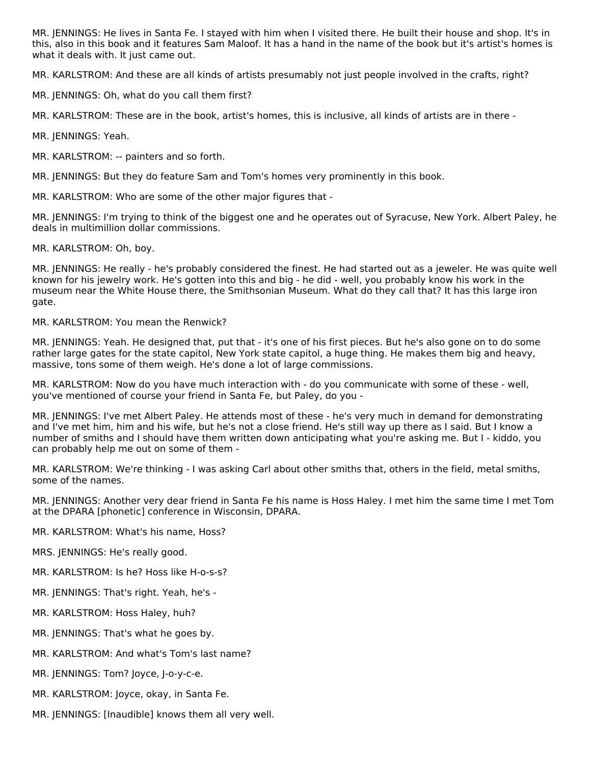MR. JENNINGS: He lives in Santa Fe. I stayed with him when I visited there. He built their house and shop. It's in this, also in this book and it features Sam Maloof. It has a hand in the name of the book but it's artist's homes is what it deals with. It just came out.

MR. KARLSTROM: And these are all kinds of artists presumably not just people involved in the crafts, right?

MR. JENNINGS: Oh, what do you call them first?

MR. KARLSTROM: These are in the book, artist's homes, this is inclusive, all kinds of artists are in there -

MR. JENNINGS: Yeah.

MR. KARLSTROM: -- painters and so forth.

MR. JENNINGS: But they do feature Sam and Tom's homes very prominently in this book.

MR. KARLSTROM: Who are some of the other major figures that -

MR. JENNINGS: I'm trying to think of the biggest one and he operates out of Syracuse, New York. Albert Paley, he deals in multimillion dollar commissions.

MR. KARLSTROM: Oh, boy.

MR. JENNINGS: He really - he's probably considered the finest. He had started out as a jeweler. He was quite well known for his jewelry work. He's gotten into this and big - he did - well, you probably know his work in the museum near the White House there, the Smithsonian Museum. What do they call that? It has this large iron gate.

MR. KARLSTROM: You mean the Renwick?

MR. JENNINGS: Yeah. He designed that, put that - it's one of his first pieces. But he's also gone on to do some rather large gates for the state capitol, New York state capitol, a huge thing. He makes them big and heavy, massive, tons some of them weigh. He's done a lot of large commissions.

MR. KARLSTROM: Now do you have much interaction with - do you communicate with some of these - well, you've mentioned of course your friend in Santa Fe, but Paley, do you -

MR. JENNINGS: I've met Albert Paley. He attends most of these - he's very much in demand for demonstrating and I've met him, him and his wife, but he's not a close friend. He's still way up there as I said. But I know a number of smiths and I should have them written down anticipating what you're asking me. But I - kiddo, you can probably help me out on some of them -

MR. KARLSTROM: We're thinking - I was asking Carl about other smiths that, others in the field, metal smiths, some of the names.

MR. JENNINGS: Another very dear friend in Santa Fe his name is Hoss Haley. I met him the same time I met Tom at the DPARA [phonetic] conference in Wisconsin, DPARA.

MR. KARLSTROM: What's his name, Hoss?

MRS. JENNINGS: He's really good.

MR. KARLSTROM: Is he? Hoss like H-o-s-s?

MR. JENNINGS: That's right. Yeah, he's -

MR. KARLSTROM: Hoss Haley, huh?

MR. JENNINGS: That's what he goes by.

MR. KARLSTROM: And what's Tom's last name?

MR. JENNINGS: Tom? Joyce, J-o-y-c-e.

MR. KARLSTROM: Joyce, okay, in Santa Fe.

MR. JENNINGS: [Inaudible] knows them all very well.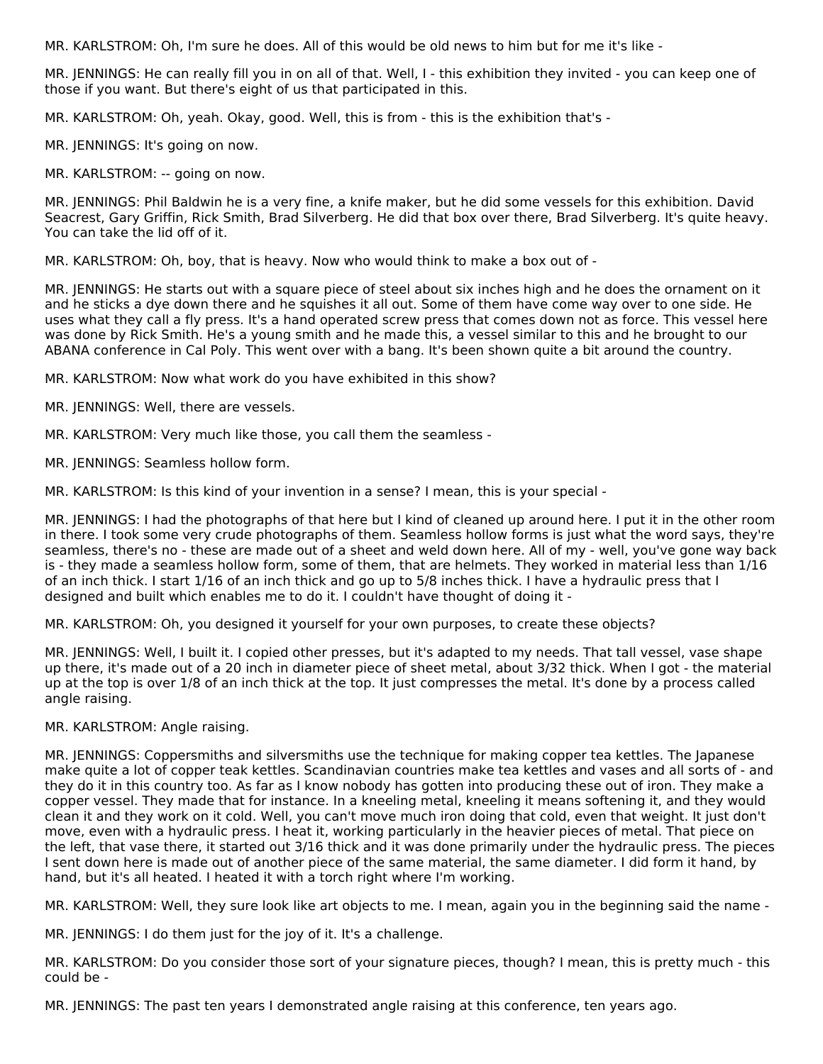MR. KARLSTROM: Oh, I'm sure he does. All of this would be old news to him but for me it's like -

MR. JENNINGS: He can really fill you in on all of that. Well, I - this exhibition they invited - you can keep one of those if you want. But there's eight of us that participated in this.

MR. KARLSTROM: Oh, yeah. Okay, good. Well, this is from - this is the exhibition that's -

MR. JENNINGS: It's going on now.

MR. KARLSTROM: -- going on now.

MR. JENNINGS: Phil Baldwin he is a very fine, a knife maker, but he did some vessels for this exhibition. David Seacrest, Gary Griffin, Rick Smith, Brad Silverberg. He did that box over there, Brad Silverberg. It's quite heavy. You can take the lid off of it.

MR. KARLSTROM: Oh, boy, that is heavy. Now who would think to make a box out of -

MR. JENNINGS: He starts out with a square piece of steel about six inches high and he does the ornament on it and he sticks a dye down there and he squishes it all out. Some of them have come way over to one side. He uses what they call a fly press. It's a hand operated screw press that comes down not as force. This vessel here was done by Rick Smith. He's a young smith and he made this, a vessel similar to this and he brought to our ABANA conference in Cal Poly. This went over with a bang. It's been shown quite a bit around the country.

MR. KARLSTROM: Now what work do you have exhibited in this show?

MR. JENNINGS: Well, there are vessels.

MR. KARLSTROM: Very much like those, you call them the seamless -

MR. JENNINGS: Seamless hollow form.

MR. KARLSTROM: Is this kind of your invention in a sense? I mean, this is your special -

MR. JENNINGS: I had the photographs of that here but I kind of cleaned up around here. I put it in the other room in there. I took some very crude photographs of them. Seamless hollow forms is just what the word says, they're seamless, there's no - these are made out of a sheet and weld down here. All of my - well, you've gone way back is - they made a seamless hollow form, some of them, that are helmets. They worked in material less than 1/16 of an inch thick. I start 1/16 of an inch thick and go up to 5/8 inches thick. I have a hydraulic press that I designed and built which enables me to do it. I couldn't have thought of doing it -

MR. KARLSTROM: Oh, you designed it yourself for your own purposes, to create these objects?

MR. JENNINGS: Well, I built it. I copied other presses, but it's adapted to my needs. That tall vessel, vase shape up there, it's made out of a 20 inch in diameter piece of sheet metal, about 3/32 thick. When I got - the material up at the top is over 1/8 of an inch thick at the top. It just compresses the metal. It's done by a process called angle raising.

MR. KARLSTROM: Angle raising.

MR. JENNINGS: Coppersmiths and silversmiths use the technique for making copper tea kettles. The Japanese make quite a lot of copper teak kettles. Scandinavian countries make tea kettles and vases and all sorts of - and they do it in this country too. As far as I know nobody has gotten into producing these out of iron. They make a copper vessel. They made that for instance. In a kneeling metal, kneeling it means softening it, and they would clean it and they work on it cold. Well, you can't move much iron doing that cold, even that weight. It just don't move, even with a hydraulic press. I heat it, working particularly in the heavier pieces of metal. That piece on the left, that vase there, it started out 3/16 thick and it was done primarily under the hydraulic press. The pieces I sent down here is made out of another piece of the same material, the same diameter. I did form it hand, by hand, but it's all heated. I heated it with a torch right where I'm working.

MR. KARLSTROM: Well, they sure look like art objects to me. I mean, again you in the beginning said the name -

MR. JENNINGS: I do them just for the joy of it. It's a challenge.

MR. KARLSTROM: Do you consider those sort of your signature pieces, though? I mean, this is pretty much - this could be -

MR. JENNINGS: The past ten years I demonstrated angle raising at this conference, ten years ago.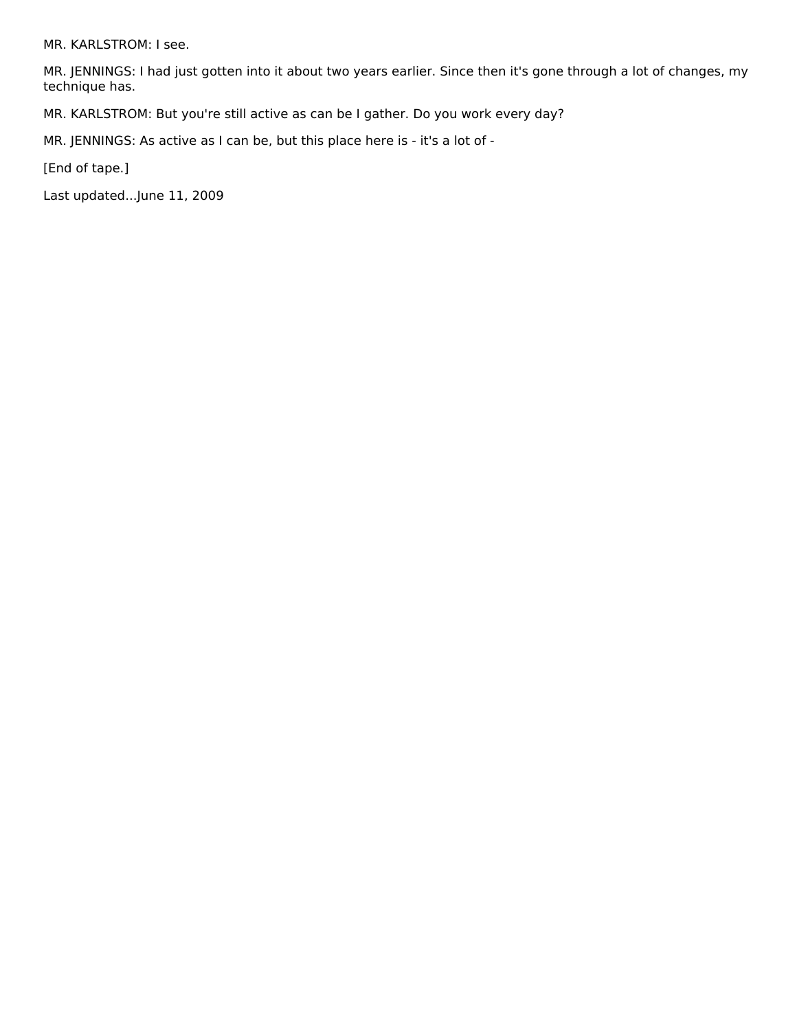MR. KARLSTROM: I see.

MR. JENNINGS: I had just gotten into it about two years earlier. Since then it's gone through a lot of changes, my technique has.

MR. KARLSTROM: But you're still active as can be I gather. Do you work every day?

MR. JENNINGS: As active as I can be, but this place here is - it's a lot of -

[End of tape.]

Last updated...June 11, 2009